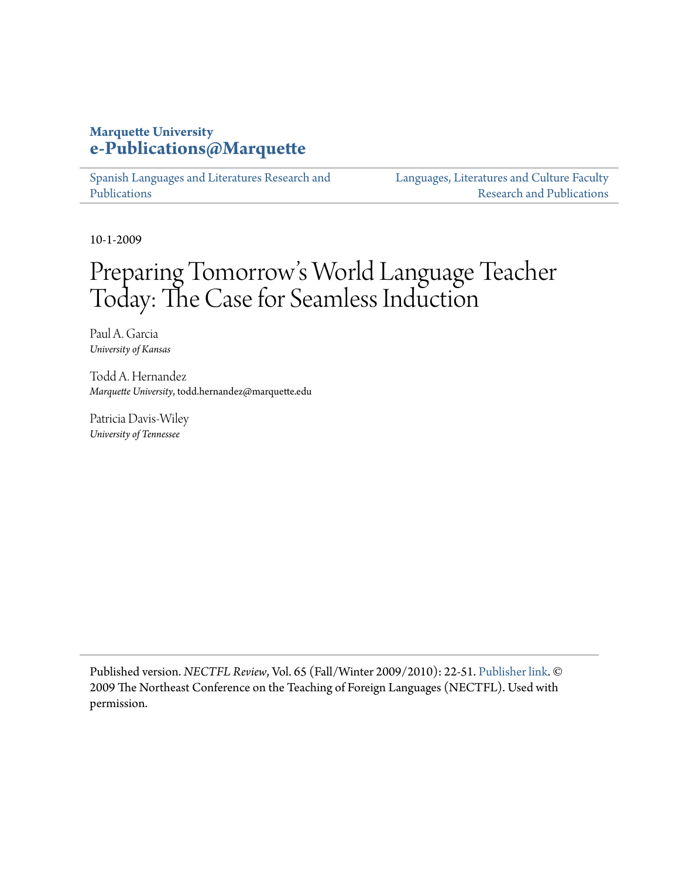**Marquette University**
**e-Publications@Marquette**

Spanish Languages and Literatures Research and Publications

Languages, Literatures and Culture Faculty Research and Publications

10-1-2009

# Preparing Tomorrow's World Language Teacher Today: The Case for Seamless Induction

Paul A. Garcia
*University of Kansas*

Todd A. Hernandez
*Marquette University*, todd.hernandez@marquette.edu

Patricia Davis-Wiley
*University of Tennessee*

Published version. *NECTFL Review*, Vol. 65 (Fall/Winter 2009/2010): 22-51. Publisher link. © 2009 The Northeast Conference on the Teaching of Foreign Languages (NECTFL). Used with permission.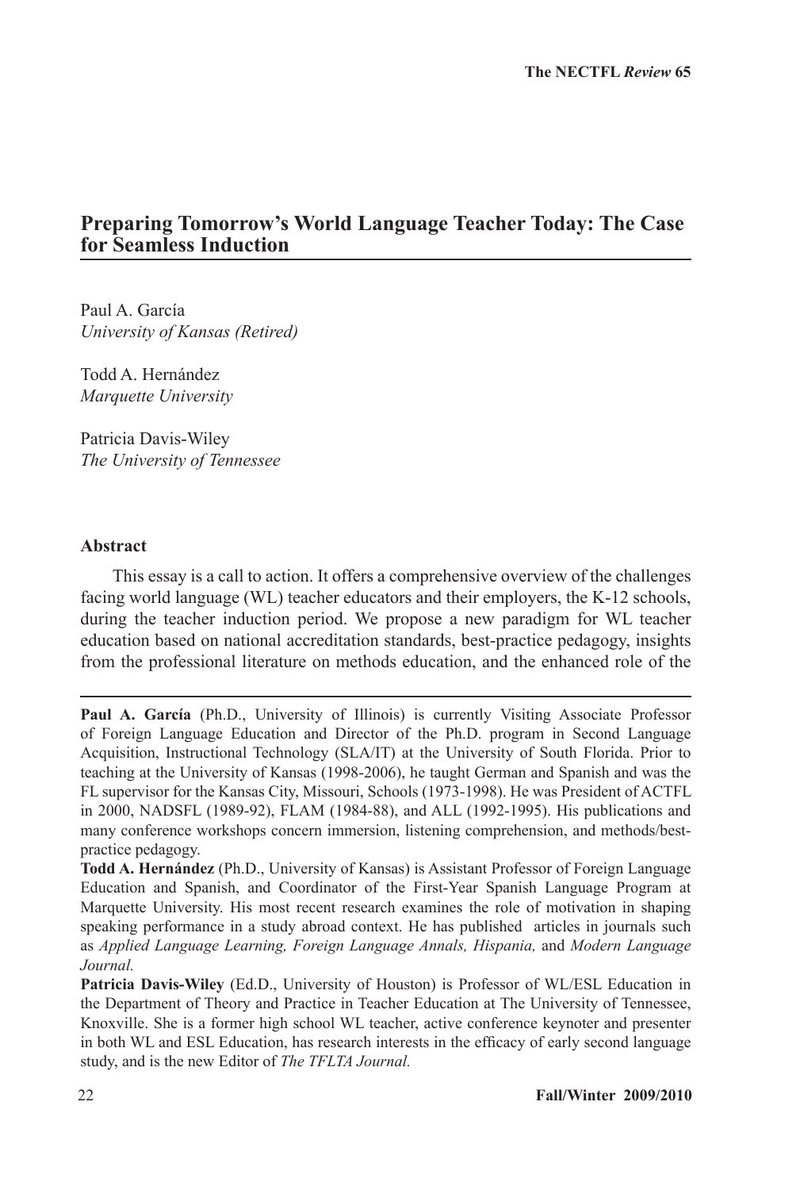## Preparing Tomorrow's World Language Teacher Today: The Case for Seamless Induction

Paul A. García
*University of Kansas (Retired)*

Todd A. Hernández
*Marquette University*

Patricia Davis-Wiley
*The University of Tennessee*

### Abstract

This essay is a call to action. It offers a comprehensive overview of the challenges facing world language (WL) teacher educators and their employers, the K-12 schools, during the teacher induction period. We propose a new paradigm for WL teacher education based on national accreditation standards, best-practice pedagogy, insights from the professional literature on methods education, and the enhanced role of the

---

**Paul A. García** (Ph.D., University of Illinois) is currently Visiting Associate Professor of Foreign Language Education and Director of the Ph.D. program in Second Language Acquisition, Instructional Technology (SLA/IT) at the University of South Florida. Prior to teaching at the University of Kansas (1998-2006), he taught German and Spanish and was the FL supervisor for the Kansas City, Missouri, Schools (1973-1998). He was President of ACTFL in 2000, NADSFL (1989-92), FLAM (1984-88), and ALL (1992-1995). His publications and many conference workshops concern immersion, listening comprehension, and methods/best-practice pedagogy.

**Todd A. Hernández** (Ph.D., University of Kansas) is Assistant Professor of Foreign Language Education and Spanish, and Coordinator of the First-Year Spanish Language Program at Marquette University. His most recent research examines the role of motivation in shaping speaking performance in a study abroad context. He has published articles in journals such as *Applied Language Learning, Foreign Language Annals, Hispania,* and *Modern Language Journal.*

**Patricia Davis-Wiley** (Ed.D., University of Houston) is Professor of WL/ESL Education in the Department of Theory and Practice in Teacher Education at The University of Tennessee, Knoxville. She is a former high school WL teacher, active conference keynoter and presenter in both WL and ESL Education, has research interests in the efficacy of early second language study, and is the new Editor of *The TFLTA Journal.*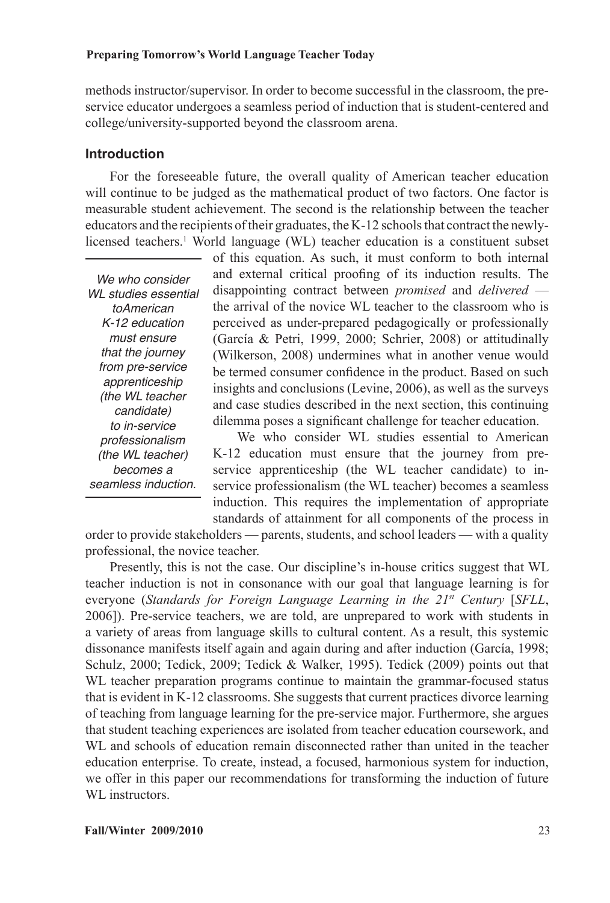methods instructor/supervisor. In order to become successful in the classroom, the pre-service educator undergoes a seamless period of induction that is student-centered and college/university-supported beyond the classroom arena.

## Introduction

For the foreseeable future, the overall quality of American teacher education will continue to be judged as the mathematical product of two factors. One factor is measurable student achievement. The second is the relationship between the teacher educators and the recipients of their graduates, the K-12 schools that contract the newly-licensed teachers.[1] World language (WL) teacher education is a constituent subset of this equation. As such, it must conform to both internal and external critical proofing of its induction results. The disappointing contract between *promised* and *delivered* — the arrival of the novice WL teacher to the classroom who is perceived as under-prepared pedagogically or professionally (García & Petri, 1999, 2000; Schrier, 2008) or attitudinally (Wilkerson, 2008) undermines what in another venue would be termed consumer confidence in the product. Based on such insights and conclusions (Levine, 2006), as well as the surveys and case studies described in the next section, this continuing dilemma poses a significant challenge for teacher education.

> *We who consider WL studies essential toAmerican K-12 education must ensure that the journey from pre-service apprenticeship (the WL teacher candidate) to in-service professionalism (the WL teacher) becomes a seamless induction.*

We who consider WL studies essential to American K-12 education must ensure that the journey from pre-service apprenticeship (the WL teacher candidate) to in-service professionalism (the WL teacher) becomes a seamless induction. This requires the implementation of appropriate standards of attainment for all components of the process in order to provide stakeholders — parents, students, and school leaders — with a quality professional, the novice teacher.

Presently, this is not the case. Our discipline's in-house critics suggest that WL teacher induction is not in consonance with our goal that language learning is for everyone (*Standards for Foreign Language Learning in the 21st Century* [*SFLL*, 2006]). Pre-service teachers, we are told, are unprepared to work with students in a variety of areas from language skills to cultural content. As a result, this systemic dissonance manifests itself again and again during and after induction (García, 1998; Schulz, 2000; Tedick, 2009; Tedick & Walker, 1995). Tedick (2009) points out that WL teacher preparation programs continue to maintain the grammar-focused status that is evident in K-12 classrooms. She suggests that current practices divorce learning of teaching from language learning for the pre-service major. Furthermore, she argues that student teaching experiences are isolated from teacher education coursework, and WL and schools of education remain disconnected rather than united in the teacher education enterprise. To create, instead, a focused, harmonious system for induction, we offer in this paper our recommendations for transforming the induction of future WL instructors.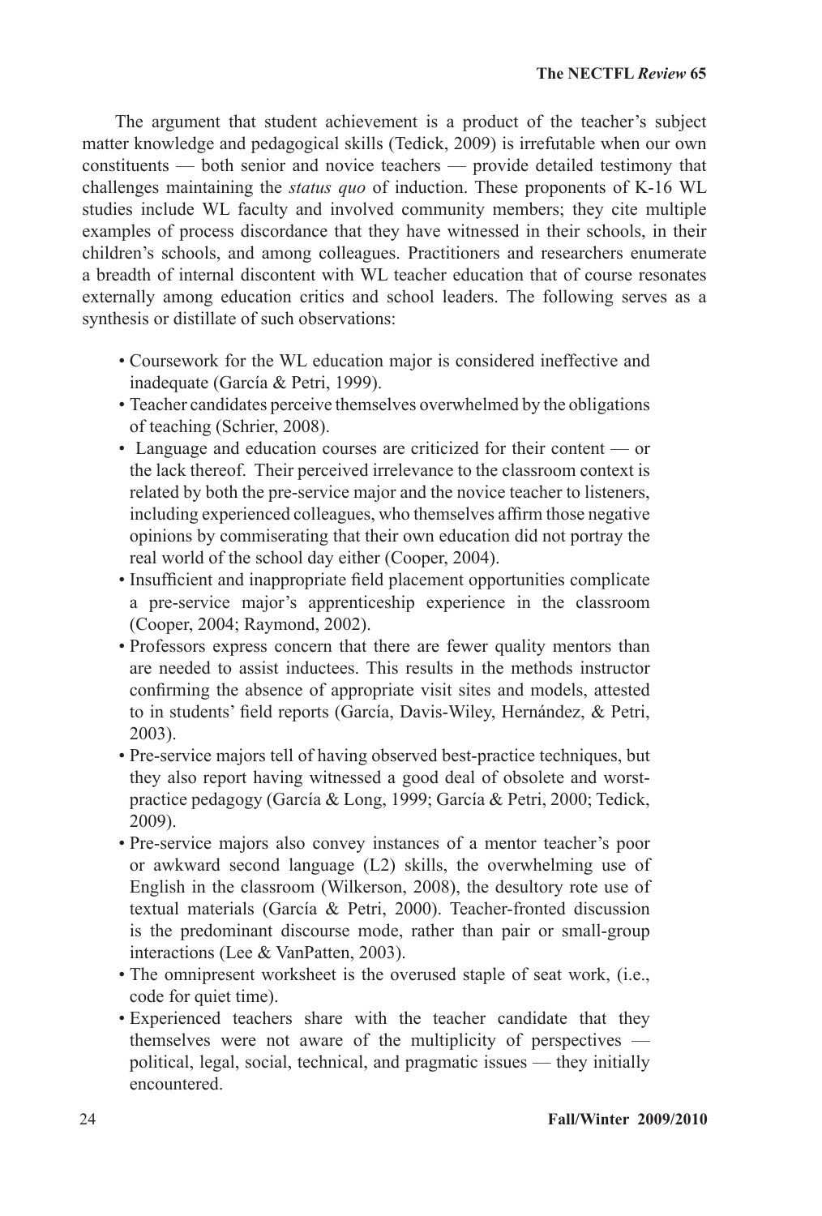The argument that student achievement is a product of the teacher's subject matter knowledge and pedagogical skills (Tedick, 2009) is irrefutable when our own constituents — both senior and novice teachers — provide detailed testimony that challenges maintaining the *status quo* of induction. These proponents of K-16 WL studies include WL faculty and involved community members; they cite multiple examples of process discordance that they have witnessed in their schools, in their children's schools, and among colleagues. Practitioners and researchers enumerate a breadth of internal discontent with WL teacher education that of course resonates externally among education critics and school leaders. The following serves as a synthesis or distillate of such observations:

- Coursework for the WL education major is considered ineffective and inadequate (García & Petri, 1999).
- Teacher candidates perceive themselves overwhelmed by the obligations of teaching (Schrier, 2008).
- Language and education courses are criticized for their content — or the lack thereof. Their perceived irrelevance to the classroom context is related by both the pre-service major and the novice teacher to listeners, including experienced colleagues, who themselves affirm those negative opinions by commiserating that their own education did not portray the real world of the school day either (Cooper, 2004).
- Insufficient and inappropriate field placement opportunities complicate a pre-service major's apprenticeship experience in the classroom (Cooper, 2004; Raymond, 2002).
- Professors express concern that there are fewer quality mentors than are needed to assist inductees. This results in the methods instructor confirming the absence of appropriate visit sites and models, attested to in students' field reports (García, Davis-Wiley, Hernández, & Petri, 2003).
- Pre-service majors tell of having observed best-practice techniques, but they also report having witnessed a good deal of obsolete and worst-practice pedagogy (García & Long, 1999; García & Petri, 2000; Tedick, 2009).
- Pre-service majors also convey instances of a mentor teacher's poor or awkward second language (L2) skills, the overwhelming use of English in the classroom (Wilkerson, 2008), the desultory rote use of textual materials (García & Petri, 2000). Teacher-fronted discussion is the predominant discourse mode, rather than pair or small-group interactions (Lee & VanPatten, 2003).
- The omnipresent worksheet is the overused staple of seat work, (i.e., code for quiet time).
- Experienced teachers share with the teacher candidate that they themselves were not aware of the multiplicity of perspectives — political, legal, social, technical, and pragmatic issues — they initially encountered.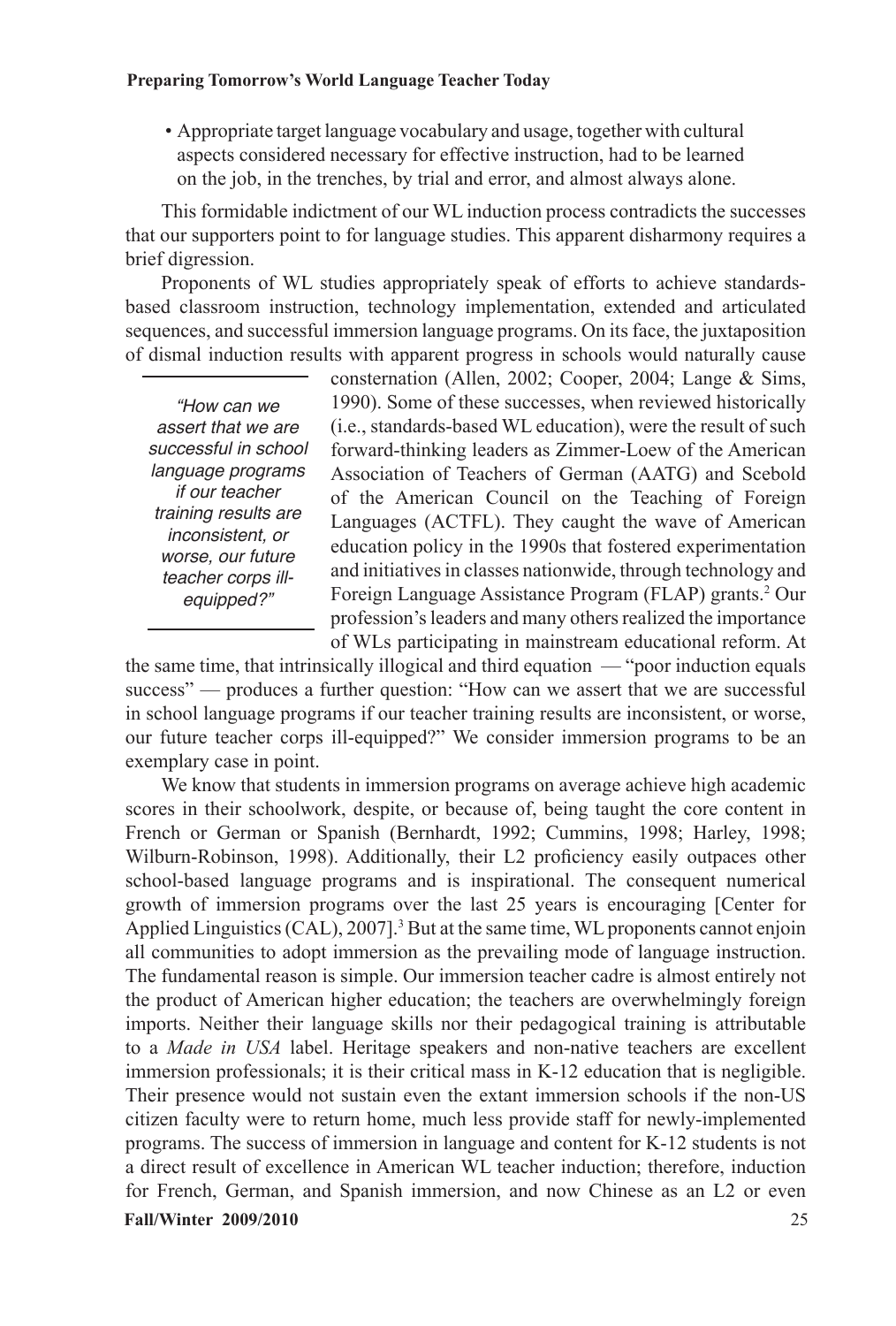- Appropriate target language vocabulary and usage, together with cultural aspects considered necessary for effective instruction, had to be learned on the job, in the trenches, by trial and error, and almost always alone.

This formidable indictment of our WL induction process contradicts the successes that our supporters point to for language studies. This apparent disharmony requires a brief digression.

Proponents of WL studies appropriately speak of efforts to achieve standards-based classroom instruction, technology implementation, extended and articulated sequences, and successful immersion language programs. On its face, the juxtaposition of dismal induction results with apparent progress in schools would naturally cause consternation (Allen, 2002; Cooper, 2004; Lange & Sims, 1990). Some of these successes, when reviewed historically (i.e., standards-based WL education), were the result of such forward-thinking leaders as Zimmer-Loew of the American Association of Teachers of German (AATG) and Scebold of the American Council on the Teaching of Foreign Languages (ACTFL). They caught the wave of American education policy in the 1990s that fostered experimentation and initiatives in classes nationwide, through technology and Foreign Language Assistance Program (FLAP) grants.[2] Our profession's leaders and many others realized the importance of WLs participating in mainstream educational reform. At the same time, that intrinsically illogical and third equation — "poor induction equals success" — produces a further question: "How can we assert that we are successful in school language programs if our teacher training results are inconsistent, or worse, our future teacher corps ill-equipped?" We consider immersion programs to be an exemplary case in point.

> *"How can we assert that we are successful in school language programs if our teacher training results are inconsistent, or worse, our future teacher corps ill-equipped?"*

We know that students in immersion programs on average achieve high academic scores in their schoolwork, despite, or because of, being taught the core content in French or German or Spanish (Bernhardt, 1992; Cummins, 1998; Harley, 1998; Wilburn-Robinson, 1998). Additionally, their L2 proficiency easily outpaces other school-based language programs and is inspirational. The consequent numerical growth of immersion programs over the last 25 years is encouraging [Center for Applied Linguistics (CAL), 2007].[3] But at the same time, WL proponents cannot enjoin all communities to adopt immersion as the prevailing mode of language instruction. The fundamental reason is simple. Our immersion teacher cadre is almost entirely not the product of American higher education; the teachers are overwhelmingly foreign imports. Neither their language skills nor their pedagogical training is attributable to a *Made in USA* label. Heritage speakers and non-native teachers are excellent immersion professionals; it is their critical mass in K-12 education that is negligible. Their presence would not sustain even the extant immersion schools if the non-US citizen faculty were to return home, much less provide staff for newly-implemented programs. The success of immersion in language and content for K-12 students is not a direct result of excellence in American WL teacher induction; therefore, induction for French, German, and Spanish immersion, and now Chinese as an L2 or even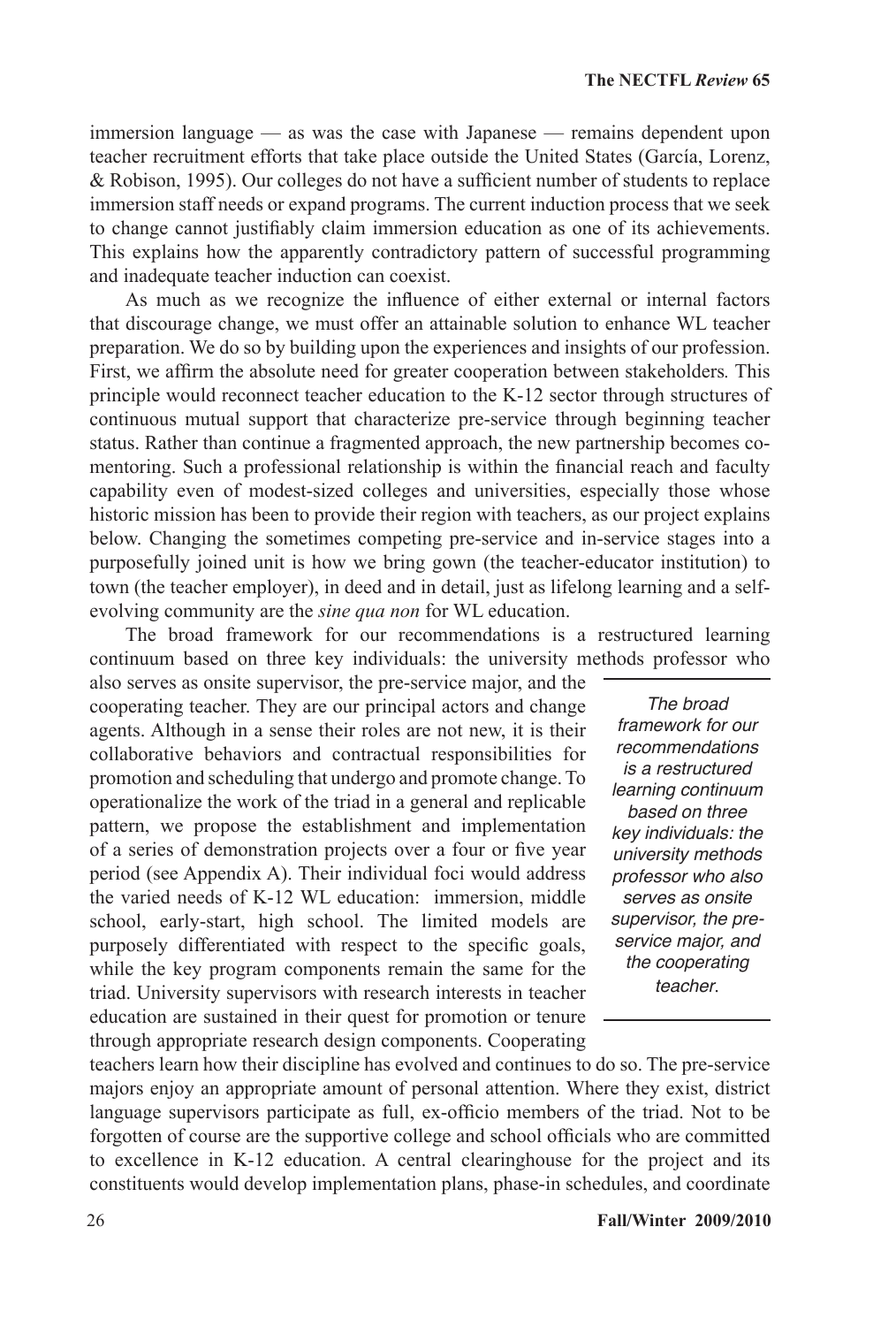immersion language — as was the case with Japanese — remains dependent upon teacher recruitment efforts that take place outside the United States (García, Lorenz, & Robison, 1995). Our colleges do not have a sufficient number of students to replace immersion staff needs or expand programs. The current induction process that we seek to change cannot justifiably claim immersion education as one of its achievements. This explains how the apparently contradictory pattern of successful programming and inadequate teacher induction can coexist.

As much as we recognize the influence of either external or internal factors that discourage change, we must offer an attainable solution to enhance WL teacher preparation. We do so by building upon the experiences and insights of our profession. First, we affirm the absolute need for greater cooperation between stakeholders*.* This principle would reconnect teacher education to the K-12 sector through structures of continuous mutual support that characterize pre-service through beginning teacher status. Rather than continue a fragmented approach, the new partnership becomes co-mentoring. Such a professional relationship is within the financial reach and faculty capability even of modest-sized colleges and universities, especially those whose historic mission has been to provide their region with teachers, as our project explains below. Changing the sometimes competing pre-service and in-service stages into a purposefully joined unit is how we bring gown (the teacher-educator institution) to town (the teacher employer), in deed and in detail, just as lifelong learning and a self-evolving community are the *sine qua non* for WL education.

The broad framework for our recommendations is a restructured learning continuum based on three key individuals: the university methods professor who also serves as onsite supervisor, the pre-service major, and the cooperating teacher. They are our principal actors and change agents. Although in a sense their roles are not new, it is their collaborative behaviors and contractual responsibilities for promotion and scheduling that undergo and promote change. To operationalize the work of the triad in a general and replicable pattern, we propose the establishment and implementation of a series of demonstration projects over a four or five year period (see Appendix A). Their individual foci would address the varied needs of K-12 WL education: immersion, middle school, early-start, high school. The limited models are purposely differentiated with respect to the specific goals, while the key program components remain the same for the triad. University supervisors with research interests in teacher education are sustained in their quest for promotion or tenure through appropriate research design components. Cooperating teachers learn how their discipline has evolved and continues to do so. The pre-service majors enjoy an appropriate amount of personal attention. Where they exist, district language supervisors participate as full, ex-officio members of the triad. Not to be forgotten of course are the supportive college and school officials who are committed to excellence in K-12 education. A central clearinghouse for the project and its constituents would develop implementation plans, phase-in schedules, and coordinate

> *The broad framework for our recommendations is a restructured learning continuum based on three key individuals: the university methods professor who also serves as onsite supervisor, the pre-service major, and the cooperating teacher.*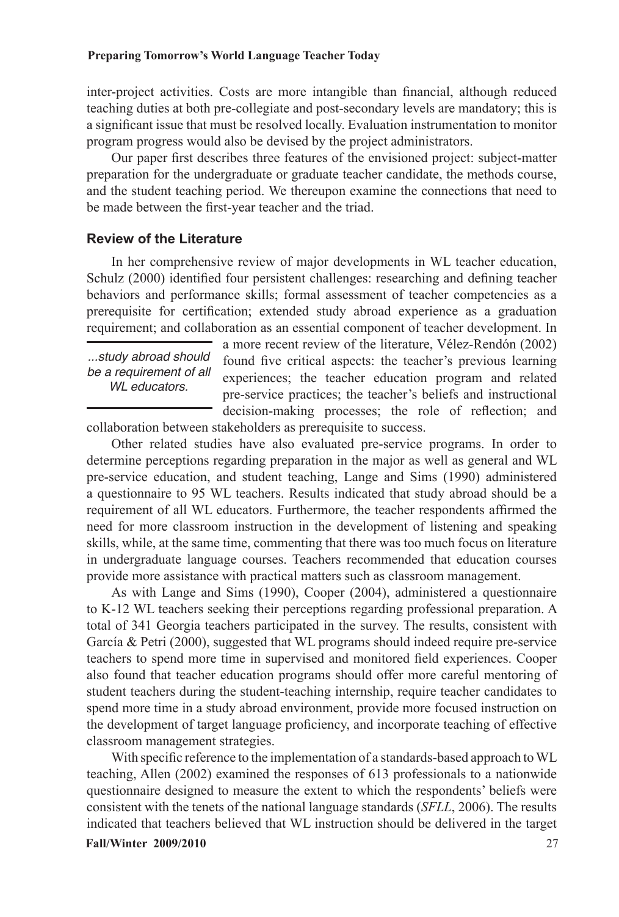inter-project activities. Costs are more intangible than financial, although reduced teaching duties at both pre-collegiate and post-secondary levels are mandatory; this is a significant issue that must be resolved locally. Evaluation instrumentation to monitor program progress would also be devised by the project administrators.

Our paper first describes three features of the envisioned project: subject-matter preparation for the undergraduate or graduate teacher candidate, the methods course, and the student teaching period. We thereupon examine the connections that need to be made between the first-year teacher and the triad.

## Review of the Literature

In her comprehensive review of major developments in WL teacher education, Schulz (2000) identified four persistent challenges: researching and defining teacher behaviors and performance skills; formal assessment of teacher competencies as a prerequisite for certification; extended study abroad experience as a graduation requirement; and collaboration as an essential component of teacher development. In a more recent review of the literature, Vélez-Rendón (2002) found five critical aspects: the teacher's previous learning experiences; the teacher education program and related pre-service practices; the teacher's beliefs and instructional decision-making processes; the role of reflection; and collaboration between stakeholders as prerequisite to success.

> *...study abroad should be a requirement of all WL educators.*

Other related studies have also evaluated pre-service programs. In order to determine perceptions regarding preparation in the major as well as general and WL pre-service education, and student teaching, Lange and Sims (1990) administered a questionnaire to 95 WL teachers. Results indicated that study abroad should be a requirement of all WL educators. Furthermore, the teacher respondents affirmed the need for more classroom instruction in the development of listening and speaking skills, while, at the same time, commenting that there was too much focus on literature in undergraduate language courses. Teachers recommended that education courses provide more assistance with practical matters such as classroom management.

As with Lange and Sims (1990), Cooper (2004), administered a questionnaire to K-12 WL teachers seeking their perceptions regarding professional preparation. A total of 341 Georgia teachers participated in the survey. The results, consistent with García & Petri (2000), suggested that WL programs should indeed require pre-service teachers to spend more time in supervised and monitored field experiences. Cooper also found that teacher education programs should offer more careful mentoring of student teachers during the student-teaching internship, require teacher candidates to spend more time in a study abroad environment, provide more focused instruction on the development of target language proficiency, and incorporate teaching of effective classroom management strategies.

With specific reference to the implementation of a standards-based approach to WL teaching, Allen (2002) examined the responses of 613 professionals to a nationwide questionnaire designed to measure the extent to which the respondents' beliefs were consistent with the tenets of the national language standards (*SFLL*, 2006). The results indicated that teachers believed that WL instruction should be delivered in the target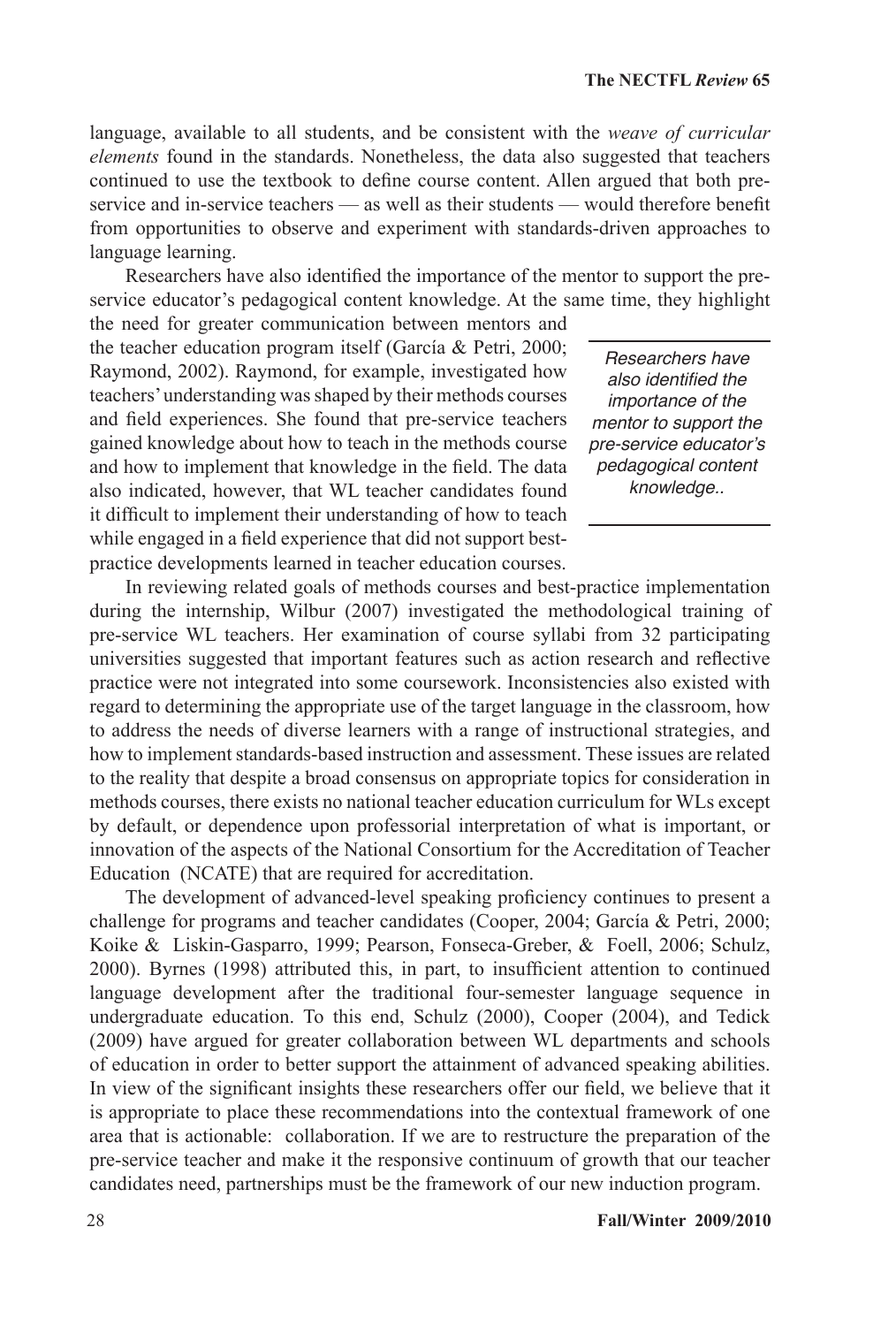language, available to all students, and be consistent with the *weave of curricular elements* found in the standards. Nonetheless, the data also suggested that teachers continued to use the textbook to define course content. Allen argued that both pre-service and in-service teachers — as well as their students — would therefore benefit from opportunities to observe and experiment with standards-driven approaches to language learning.

Researchers have also identified the importance of the mentor to support the pre-service educator's pedagogical content knowledge. At the same time, they highlight the need for greater communication between mentors and the teacher education program itself (García & Petri, 2000; Raymond, 2002). Raymond, for example, investigated how teachers' understanding was shaped by their methods courses and field experiences. She found that pre-service teachers gained knowledge about how to teach in the methods course and how to implement that knowledge in the field. The data also indicated, however, that WL teacher candidates found it difficult to implement their understanding of how to teach while engaged in a field experience that did not support best-practice developments learned in teacher education courses.

> *Researchers have also identified the importance of the mentor to support the pre-service educator's pedagogical content knowledge..*

In reviewing related goals of methods courses and best-practice implementation during the internship, Wilbur (2007) investigated the methodological training of pre-service WL teachers. Her examination of course syllabi from 32 participating universities suggested that important features such as action research and reflective practice were not integrated into some coursework. Inconsistencies also existed with regard to determining the appropriate use of the target language in the classroom, how to address the needs of diverse learners with a range of instructional strategies, and how to implement standards-based instruction and assessment. These issues are related to the reality that despite a broad consensus on appropriate topics for consideration in methods courses, there exists no national teacher education curriculum for WLs except by default, or dependence upon professorial interpretation of what is important, or innovation of the aspects of the National Consortium for the Accreditation of Teacher Education (NCATE) that are required for accreditation.

The development of advanced-level speaking proficiency continues to present a challenge for programs and teacher candidates (Cooper, 2004; García & Petri, 2000; Koike & Liskin-Gasparro, 1999; Pearson, Fonseca-Greber, & Foell, 2006; Schulz, 2000). Byrnes (1998) attributed this, in part, to insufficient attention to continued language development after the traditional four-semester language sequence in undergraduate education. To this end, Schulz (2000), Cooper (2004), and Tedick (2009) have argued for greater collaboration between WL departments and schools of education in order to better support the attainment of advanced speaking abilities. In view of the significant insights these researchers offer our field, we believe that it is appropriate to place these recommendations into the contextual framework of one area that is actionable: collaboration. If we are to restructure the preparation of the pre-service teacher and make it the responsive continuum of growth that our teacher candidates need, partnerships must be the framework of our new induction program.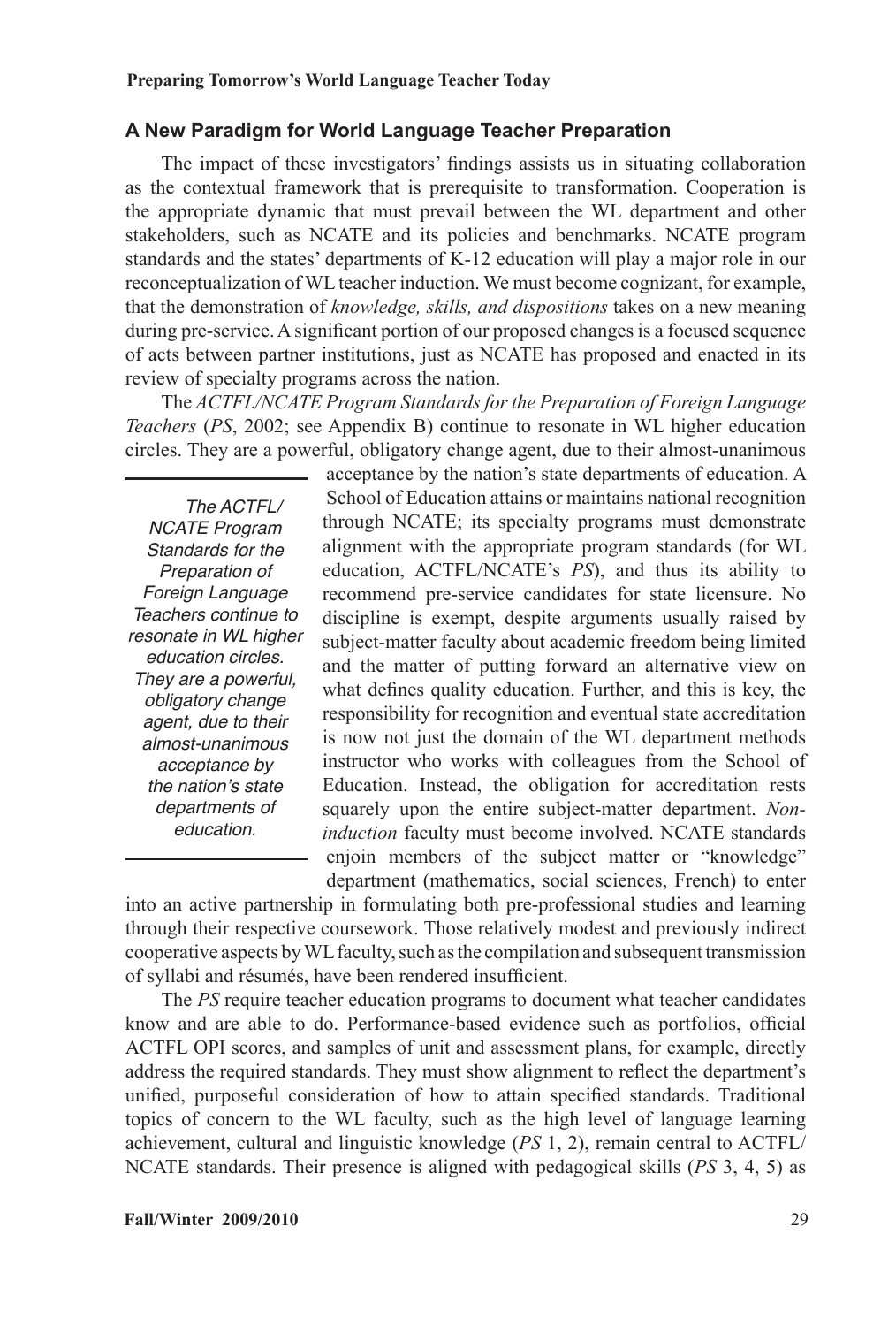## A New Paradigm for World Language Teacher Preparation

The impact of these investigators' findings assists us in situating collaboration as the contextual framework that is prerequisite to transformation. Cooperation is the appropriate dynamic that must prevail between the WL department and other stakeholders, such as NCATE and its policies and benchmarks. NCATE program standards and the states' departments of K-12 education will play a major role in our reconceptualization of WL teacher induction. We must become cognizant, for example, that the demonstration of *knowledge, skills, and dispositions* takes on a new meaning during pre-service. A significant portion of our proposed changes is a focused sequence of acts between partner institutions, just as NCATE has proposed and enacted in its review of specialty programs across the nation.

The *ACTFL/NCATE Program Standards for the Preparation of Foreign Language Teachers* (*PS*, 2002; see Appendix B) continue to resonate in WL higher education circles. They are a powerful, obligatory change agent, due to their almost-unanimous acceptance by the nation's state departments of education. A School of Education attains or maintains national recognition through NCATE; its specialty programs must demonstrate alignment with the appropriate program standards (for WL education, ACTFL/NCATE's *PS*), and thus its ability to recommend pre-service candidates for state licensure. No discipline is exempt, despite arguments usually raised by subject-matter faculty about academic freedom being limited and the matter of putting forward an alternative view on what defines quality education. Further, and this is key, the responsibility for recognition and eventual state accreditation is now not just the domain of the WL department methods instructor who works with colleagues from the School of Education. Instead, the obligation for accreditation rests squarely upon the entire subject-matter department. *Non-induction* faculty must become involved. NCATE standards enjoin members of the subject matter or "knowledge" department (mathematics, social sciences, French) to enter into an active partnership in formulating both pre-professional studies and learning through their respective coursework. Those relatively modest and previously indirect cooperative aspects by WL faculty, such as the compilation and subsequent transmission of syllabi and résumés, have been rendered insufficient.

> *The ACTFL/NCATE Program Standards for the Preparation of Foreign Language Teachers continue to resonate in WL higher education circles. They are a powerful, obligatory change agent, due to their almost-unanimous acceptance by the nation's state departments of education.*

The *PS* require teacher education programs to document what teacher candidates know and are able to do. Performance-based evidence such as portfolios, official ACTFL OPI scores, and samples of unit and assessment plans, for example, directly address the required standards. They must show alignment to reflect the department's unified, purposeful consideration of how to attain specified standards. Traditional topics of concern to the WL faculty, such as the high level of language learning achievement, cultural and linguistic knowledge (*PS* 1, 2), remain central to ACTFL/NCATE standards. Their presence is aligned with pedagogical skills (*PS* 3, 4, 5) as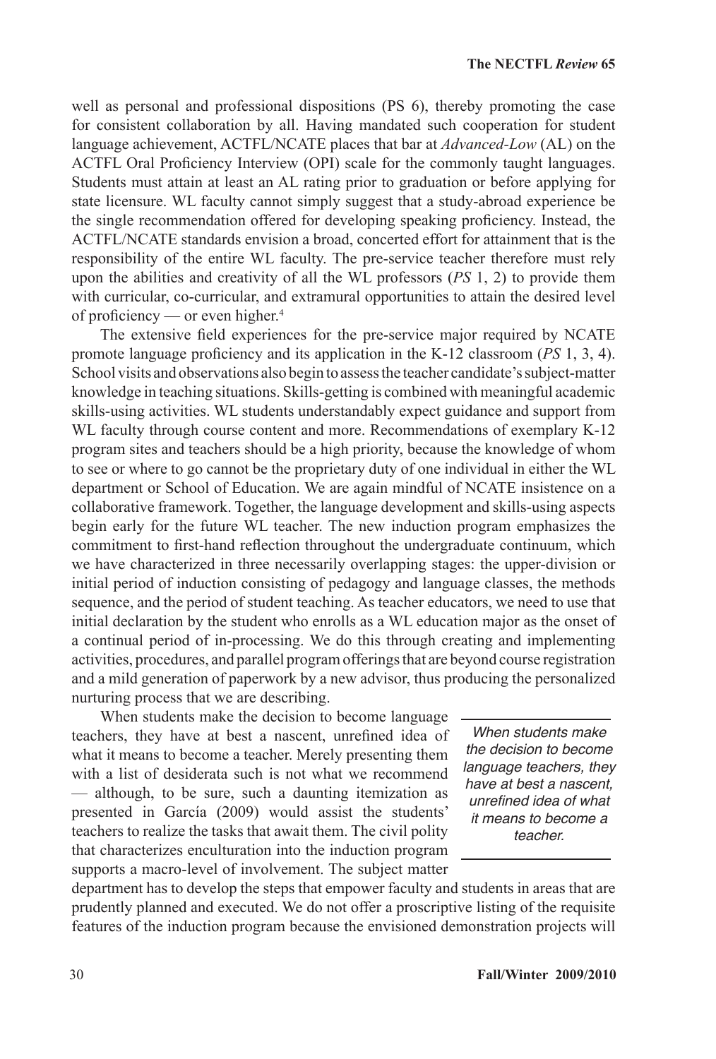well as personal and professional dispositions (PS 6), thereby promoting the case for consistent collaboration by all. Having mandated such cooperation for student language achievement, ACTFL/NCATE places that bar at *Advanced-Low* (AL) on the ACTFL Oral Proficiency Interview (OPI) scale for the commonly taught languages. Students must attain at least an AL rating prior to graduation or before applying for state licensure. WL faculty cannot simply suggest that a study-abroad experience be the single recommendation offered for developing speaking proficiency. Instead, the ACTFL/NCATE standards envision a broad, concerted effort for attainment that is the responsibility of the entire WL faculty. The pre-service teacher therefore must rely upon the abilities and creativity of all the WL professors (*PS* 1, 2) to provide them with curricular, co-curricular, and extramural opportunities to attain the desired level of proficiency — or even higher.[4]

The extensive field experiences for the pre-service major required by NCATE promote language proficiency and its application in the K-12 classroom (*PS* 1, 3, 4). School visits and observations also begin to assess the teacher candidate's subject-matter knowledge in teaching situations. Skills-getting is combined with meaningful academic skills-using activities. WL students understandably expect guidance and support from WL faculty through course content and more. Recommendations of exemplary K-12 program sites and teachers should be a high priority, because the knowledge of whom to see or where to go cannot be the proprietary duty of one individual in either the WL department or School of Education. We are again mindful of NCATE insistence on a collaborative framework. Together, the language development and skills-using aspects begin early for the future WL teacher. The new induction program emphasizes the commitment to first-hand reflection throughout the undergraduate continuum, which we have characterized in three necessarily overlapping stages: the upper-division or initial period of induction consisting of pedagogy and language classes, the methods sequence, and the period of student teaching. As teacher educators, we need to use that initial declaration by the student who enrolls as a WL education major as the onset of a continual period of in-processing. We do this through creating and implementing activities, procedures, and parallel program offerings that are beyond course registration and a mild generation of paperwork by a new advisor, thus producing the personalized nurturing process that we are describing.

When students make the decision to become language teachers, they have at best a nascent, unrefined idea of what it means to become a teacher. Merely presenting them with a list of desiderata such is not what we recommend — although, to be sure, such a daunting itemization as presented in García (2009) would assist the students' teachers to realize the tasks that await them. The civil polity that characterizes enculturation into the induction program supports a macro-level of involvement. The subject matter department has to develop the steps that empower faculty and students in areas that are prudently planned and executed. We do not offer a proscriptive listing of the requisite features of the induction program because the envisioned demonstration projects will

> *When students make the decision to become language teachers, they have at best a nascent, unrefined idea of what it means to become a teacher.*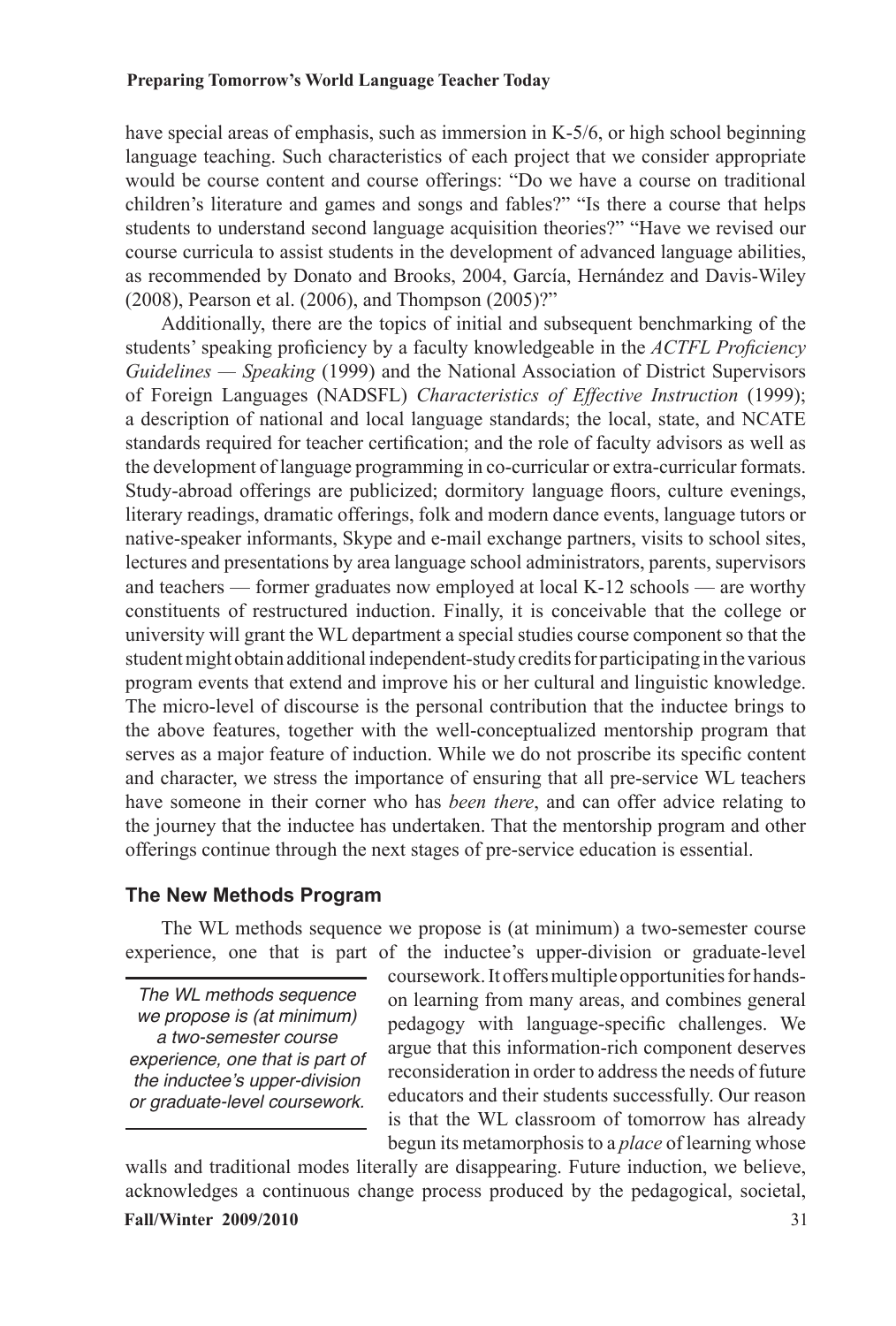have special areas of emphasis, such as immersion in K-5/6, or high school beginning language teaching. Such characteristics of each project that we consider appropriate would be course content and course offerings: "Do we have a course on traditional children's literature and games and songs and fables?" "Is there a course that helps students to understand second language acquisition theories?" "Have we revised our course curricula to assist students in the development of advanced language abilities, as recommended by Donato and Brooks, 2004, García, Hernández and Davis-Wiley (2008), Pearson et al. (2006), and Thompson (2005)?"

Additionally, there are the topics of initial and subsequent benchmarking of the students' speaking proficiency by a faculty knowledgeable in the *ACTFL Proficiency Guidelines — Speaking* (1999) and the National Association of District Supervisors of Foreign Languages (NADSFL) *Characteristics of Effective Instruction* (1999); a description of national and local language standards; the local, state, and NCATE standards required for teacher certification; and the role of faculty advisors as well as the development of language programming in co-curricular or extra-curricular formats. Study-abroad offerings are publicized; dormitory language floors, culture evenings, literary readings, dramatic offerings, folk and modern dance events, language tutors or native-speaker informants, Skype and e-mail exchange partners, visits to school sites, lectures and presentations by area language school administrators, parents, supervisors and teachers — former graduates now employed at local K-12 schools — are worthy constituents of restructured induction. Finally, it is conceivable that the college or university will grant the WL department a special studies course component so that the student might obtain additional independent-study credits for participating in the various program events that extend and improve his or her cultural and linguistic knowledge. The micro-level of discourse is the personal contribution that the inductee brings to the above features, together with the well-conceptualized mentorship program that serves as a major feature of induction. While we do not proscribe its specific content and character, we stress the importance of ensuring that all pre-service WL teachers have someone in their corner who has *been there*, and can offer advice relating to the journey that the inductee has undertaken. That the mentorship program and other offerings continue through the next stages of pre-service education is essential.

## The New Methods Program

The WL methods sequence we propose is (at minimum) a two-semester course experience, one that is part of the inductee's upper-division or graduate-level coursework. It offers multiple opportunities for hands-on learning from many areas, and combines general pedagogy with language-specific challenges. We argue that this information-rich component deserves reconsideration in order to address the needs of future educators and their students successfully. Our reason is that the WL classroom of tomorrow has already begun its metamorphosis to a *place* of learning whose walls and traditional modes literally are disappearing. Future induction, we believe, acknowledges a continuous change process produced by the pedagogical, societal,

> *The WL methods sequence we propose is (at minimum) a two-semester course experience, one that is part of the inductee's upper-division or graduate-level coursework.*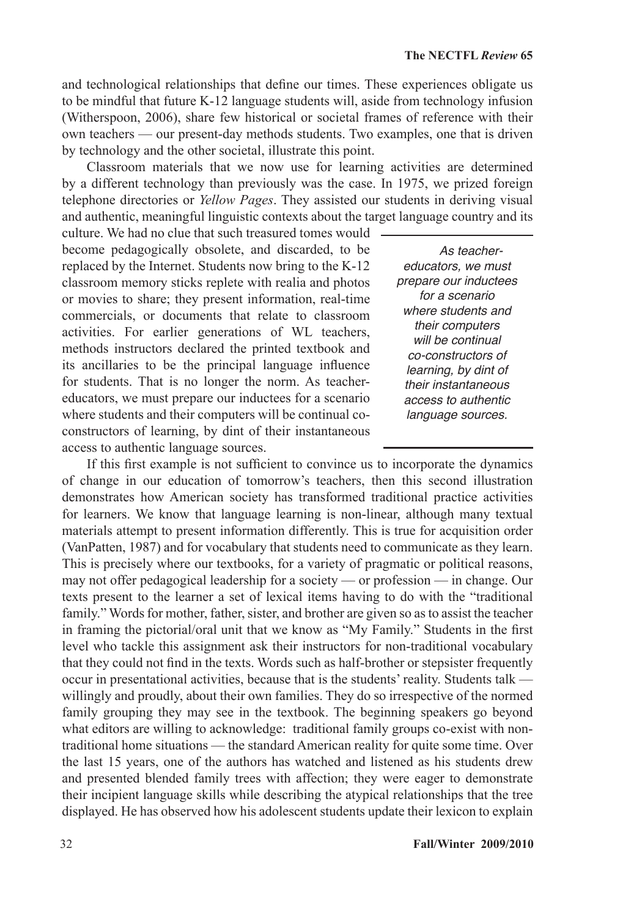and technological relationships that define our times. These experiences obligate us to be mindful that future K-12 language students will, aside from technology infusion (Witherspoon, 2006), share few historical or societal frames of reference with their own teachers — our present-day methods students. Two examples, one that is driven by technology and the other societal, illustrate this point.

Classroom materials that we now use for learning activities are determined by a different technology than previously was the case. In 1975, we prized foreign telephone directories or *Yellow Pages*. They assisted our students in deriving visual and authentic, meaningful linguistic contexts about the target language country and its culture. We had no clue that such treasured tomes would become pedagogically obsolete, and discarded, to be replaced by the Internet. Students now bring to the K-12 classroom memory sticks replete with realia and photos or movies to share; they present information, real-time commercials, or documents that relate to classroom activities. For earlier generations of WL teachers, methods instructors declared the printed textbook and its ancillaries to be the principal language influence for students. That is no longer the norm. As teacher-educators, we must prepare our inductees for a scenario where students and their computers will be continual co-constructors of learning, by dint of their instantaneous access to authentic language sources.

> *As teacher-educators, we must prepare our inductees for a scenario where students and their computers will be continual co-constructors of learning, by dint of their instantaneous access to authentic language sources.*

If this first example is not sufficient to convince us to incorporate the dynamics of change in our education of tomorrow's teachers, then this second illustration demonstrates how American society has transformed traditional practice activities for learners. We know that language learning is non-linear, although many textual materials attempt to present information differently. This is true for acquisition order (VanPatten, 1987) and for vocabulary that students need to communicate as they learn. This is precisely where our textbooks, for a variety of pragmatic or political reasons, may not offer pedagogical leadership for a society — or profession — in change. Our texts present to the learner a set of lexical items having to do with the "traditional family." Words for mother, father, sister, and brother are given so as to assist the teacher in framing the pictorial/oral unit that we know as "My Family." Students in the first level who tackle this assignment ask their instructors for non-traditional vocabulary that they could not find in the texts. Words such as half-brother or stepsister frequently occur in presentational activities, because that is the students' reality. Students talk — willingly and proudly, about their own families. They do so irrespective of the normed family grouping they may see in the textbook. The beginning speakers go beyond what editors are willing to acknowledge: traditional family groups co-exist with non-traditional home situations — the standard American reality for quite some time. Over the last 15 years, one of the authors has watched and listened as his students drew and presented blended family trees with affection; they were eager to demonstrate their incipient language skills while describing the atypical relationships that the tree displayed. He has observed how his adolescent students update their lexicon to explain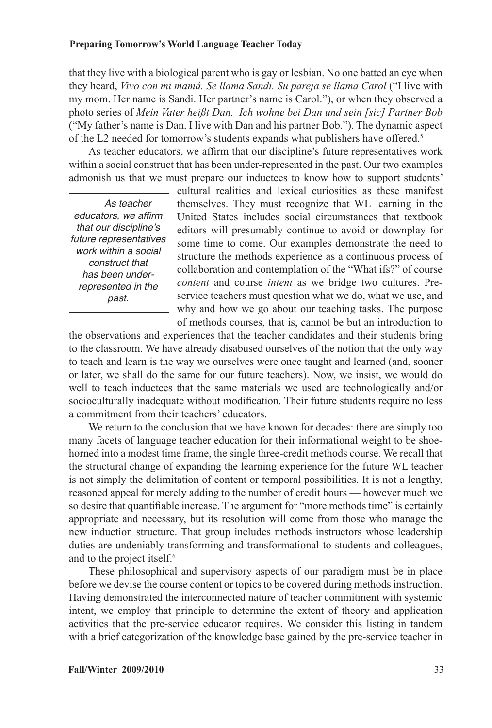that they live with a biological parent who is gay or lesbian. No one batted an eye when they heard, *Vivo con mi mamá. Se llama Sandi. Su pareja se llama Carol* ("I live with my mom. Her name is Sandi. Her partner's name is Carol."), or when they observed a photo series of *Mein Vater heißt Dan. Ich wohne bei Dan und sein [sic] Partner Bob* ("My father's name is Dan. I live with Dan and his partner Bob."). The dynamic aspect of the L2 needed for tomorrow's students expands what publishers have offered.[5]

As teacher educators, we affirm that our discipline's future representatives work within a social construct that has been under-represented in the past. Our two examples admonish us that we must prepare our inductees to know how to support students' cultural realities and lexical curiosities as these manifest themselves. They must recognize that WL learning in the United States includes social circumstances that textbook editors will presumably continue to avoid or downplay for some time to come. Our examples demonstrate the need to structure the methods experience as a continuous process of collaboration and contemplation of the "What ifs?" of course *content* and course *intent* as we bridge two cultures. Pre-service teachers must question what we do, what we use, and why and how we go about our teaching tasks. The purpose of methods courses, that is, cannot be but an introduction to the observations and experiences that the teacher candidates and their students bring to the classroom. We have already disabused ourselves of the notion that the only way to teach and learn is the way we ourselves were once taught and learned (and, sooner or later, we shall do the same for our future teachers). Now, we insist, we would do well to teach inductees that the same materials we used are technologically and/or socioculturally inadequate without modification. Their future students require no less a commitment from their teachers' educators.

> *As teacher educators, we affirm that our discipline's future representatives work within a social construct that has been under-represented in the past.*

We return to the conclusion that we have known for decades: there are simply too many facets of language teacher education for their informational weight to be shoe-horned into a modest time frame, the single three-credit methods course. We recall that the structural change of expanding the learning experience for the future WL teacher is not simply the delimitation of content or temporal possibilities. It is not a lengthy, reasoned appeal for merely adding to the number of credit hours — however much we so desire that quantifiable increase. The argument for "more methods time" is certainly appropriate and necessary, but its resolution will come from those who manage the new induction structure. That group includes methods instructors whose leadership duties are undeniably transforming and transformational to students and colleagues, and to the project itself.[6]

These philosophical and supervisory aspects of our paradigm must be in place before we devise the course content or topics to be covered during methods instruction. Having demonstrated the interconnected nature of teacher commitment with systemic intent, we employ that principle to determine the extent of theory and application activities that the pre-service educator requires. We consider this listing in tandem with a brief categorization of the knowledge base gained by the pre-service teacher in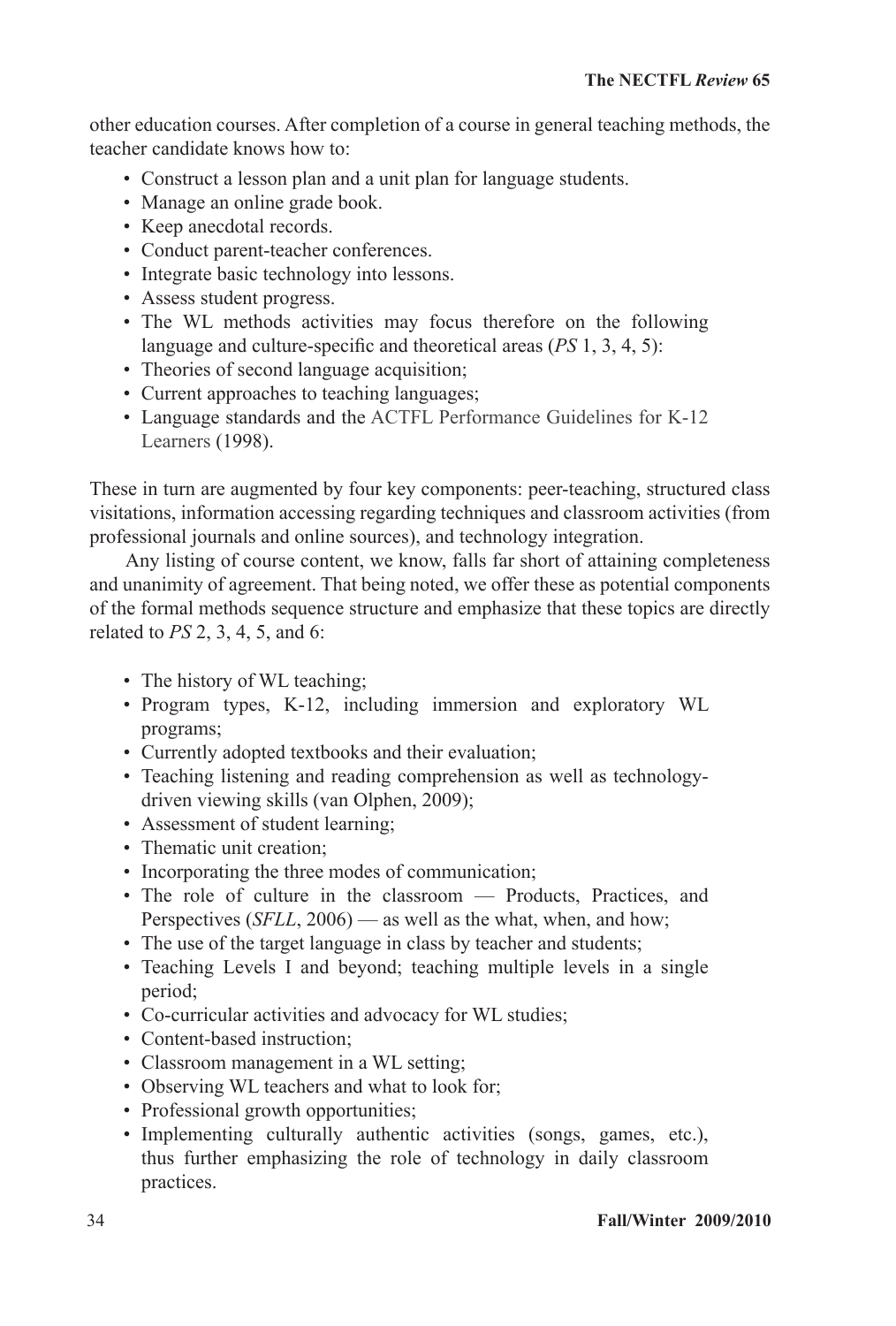other education courses. After completion of a course in general teaching methods, the teacher candidate knows how to:

- Construct a lesson plan and a unit plan for language students.
- Manage an online grade book.
- Keep anecdotal records.
- Conduct parent-teacher conferences.
- Integrate basic technology into lessons.
- Assess student progress.
- The WL methods activities may focus therefore on the following language and culture-specific and theoretical areas (*PS* 1, 3, 4, 5):
- Theories of second language acquisition;
- Current approaches to teaching languages;
- Language standards and the ACTFL Performance Guidelines for K-12 Learners (1998).

These in turn are augmented by four key components: peer-teaching, structured class visitations, information accessing regarding techniques and classroom activities (from professional journals and online sources), and technology integration.

Any listing of course content, we know, falls far short of attaining completeness and unanimity of agreement. That being noted, we offer these as potential components of the formal methods sequence structure and emphasize that these topics are directly related to *PS* 2, 3, 4, 5, and 6:

- The history of WL teaching;
- Program types, K-12, including immersion and exploratory WL programs;
- Currently adopted textbooks and their evaluation;
- Teaching listening and reading comprehension as well as technology-driven viewing skills (van Olphen, 2009);
- Assessment of student learning;
- Thematic unit creation;
- Incorporating the three modes of communication;
- The role of culture in the classroom — Products, Practices, and Perspectives (*SFLL*, 2006) — as well as the what, when, and how;
- The use of the target language in class by teacher and students;
- Teaching Levels I and beyond; teaching multiple levels in a single period;
- Co-curricular activities and advocacy for WL studies;
- Content-based instruction;
- Classroom management in a WL setting;
- Observing WL teachers and what to look for;
- Professional growth opportunities;
- Implementing culturally authentic activities (songs, games, etc.), thus further emphasizing the role of technology in daily classroom practices.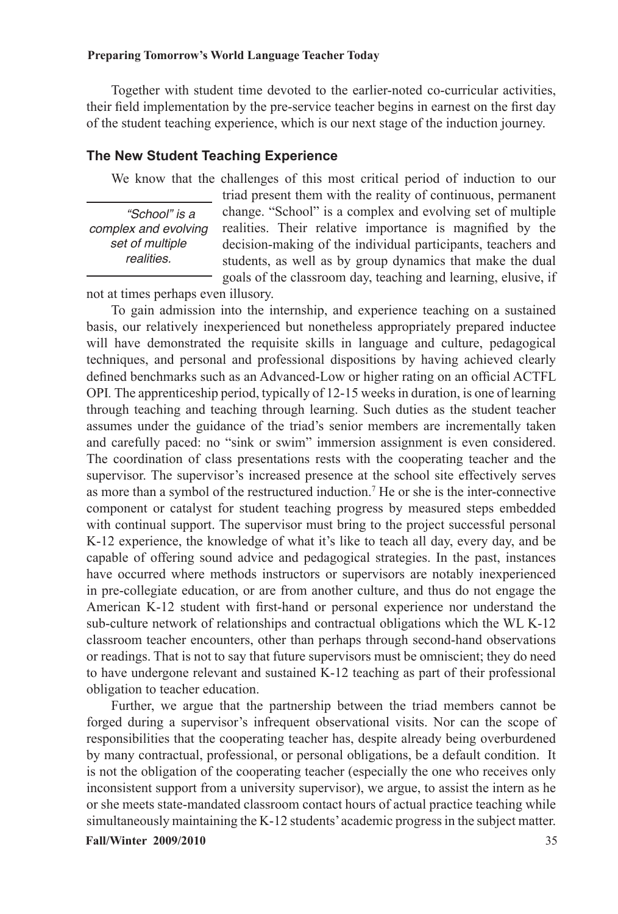Together with student time devoted to the earlier-noted co-curricular activities, their field implementation by the pre-service teacher begins in earnest on the first day of the student teaching experience, which is our next stage of the induction journey.

## The New Student Teaching Experience

We know that the challenges of this most critical period of induction to our triad present them with the reality of continuous, permanent change. "School" is a complex and evolving set of multiple realities. Their relative importance is magnified by the decision-making of the individual participants, teachers and students, as well as by group dynamics that make the dual goals of the classroom day, teaching and learning, elusive, if not at times perhaps even illusory.

> *"School" is a complex and evolving set of multiple realities.*

To gain admission into the internship, and experience teaching on a sustained basis, our relatively inexperienced but nonetheless appropriately prepared inductee will have demonstrated the requisite skills in language and culture, pedagogical techniques, and personal and professional dispositions by having achieved clearly defined benchmarks such as an Advanced-Low or higher rating on an official ACTFL OPI. The apprenticeship period, typically of 12-15 weeks in duration, is one of learning through teaching and teaching through learning. Such duties as the student teacher assumes under the guidance of the triad's senior members are incrementally taken and carefully paced: no "sink or swim" immersion assignment is even considered. The coordination of class presentations rests with the cooperating teacher and the supervisor. The supervisor's increased presence at the school site effectively serves as more than a symbol of the restructured induction.[7] He or she is the inter-connective component or catalyst for student teaching progress by measured steps embedded with continual support. The supervisor must bring to the project successful personal K-12 experience, the knowledge of what it's like to teach all day, every day, and be capable of offering sound advice and pedagogical strategies. In the past, instances have occurred where methods instructors or supervisors are notably inexperienced in pre-collegiate education, or are from another culture, and thus do not engage the American K-12 student with first-hand or personal experience nor understand the sub-culture network of relationships and contractual obligations which the WL K-12 classroom teacher encounters, other than perhaps through second-hand observations or readings. That is not to say that future supervisors must be omniscient; they do need to have undergone relevant and sustained K-12 teaching as part of their professional obligation to teacher education.

Further, we argue that the partnership between the triad members cannot be forged during a supervisor's infrequent observational visits. Nor can the scope of responsibilities that the cooperating teacher has, despite already being overburdened by many contractual, professional, or personal obligations, be a default condition. It is not the obligation of the cooperating teacher (especially the one who receives only inconsistent support from a university supervisor), we argue, to assist the intern as he or she meets state-mandated classroom contact hours of actual practice teaching while simultaneously maintaining the K-12 students' academic progress in the subject matter.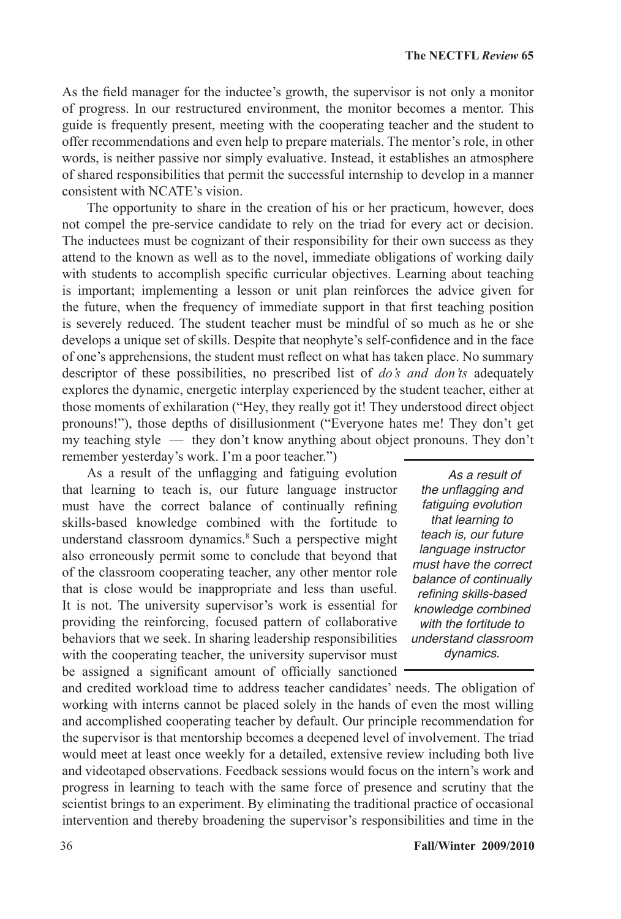As the field manager for the inductee's growth, the supervisor is not only a monitor of progress. In our restructured environment, the monitor becomes a mentor. This guide is frequently present, meeting with the cooperating teacher and the student to offer recommendations and even help to prepare materials. The mentor's role, in other words, is neither passive nor simply evaluative. Instead, it establishes an atmosphere of shared responsibilities that permit the successful internship to develop in a manner consistent with NCATE's vision.

The opportunity to share in the creation of his or her practicum, however, does not compel the pre-service candidate to rely on the triad for every act or decision. The inductees must be cognizant of their responsibility for their own success as they attend to the known as well as to the novel, immediate obligations of working daily with students to accomplish specific curricular objectives. Learning about teaching is important; implementing a lesson or unit plan reinforces the advice given for the future, when the frequency of immediate support in that first teaching position is severely reduced. The student teacher must be mindful of so much as he or she develops a unique set of skills. Despite that neophyte's self-confidence and in the face of one's apprehensions, the student must reflect on what has taken place. No summary descriptor of these possibilities, no prescribed list of *do's and don'ts* adequately explores the dynamic, energetic interplay experienced by the student teacher, either at those moments of exhilaration ("Hey, they really got it! They understood direct object pronouns!"), those depths of disillusionment ("Everyone hates me! They don't get my teaching style — they don't know anything about object pronouns. They don't remember yesterday's work. I'm a poor teacher.")

As a result of the unflagging and fatiguing evolution that learning to teach is, our future language instructor must have the correct balance of continually refining skills-based knowledge combined with the fortitude to understand classroom dynamics.[8] Such a perspective might also erroneously permit some to conclude that beyond that of the classroom cooperating teacher, any other mentor role that is close would be inappropriate and less than useful. It is not. The university supervisor's work is essential for providing the reinforcing, focused pattern of collaborative behaviors that we seek. In sharing leadership responsibilities with the cooperating teacher, the university supervisor must be assigned a significant amount of officially sanctioned and credited workload time to address teacher candidates' needs. The obligation of working with interns cannot be placed solely in the hands of even the most willing and accomplished cooperating teacher by default. Our principle recommendation for the supervisor is that mentorship becomes a deepened level of involvement. The triad would meet at least once weekly for a detailed, extensive review including both live and videotaped observations. Feedback sessions would focus on the intern's work and progress in learning to teach with the same force of presence and scrutiny that the scientist brings to an experiment. By eliminating the traditional practice of occasional intervention and thereby broadening the supervisor's responsibilities and time in the

> *As a result of the unflagging and fatiguing evolution that learning to teach is, our future language instructor must have the correct balance of continually refining skills-based knowledge combined with the fortitude to understand classroom dynamics.*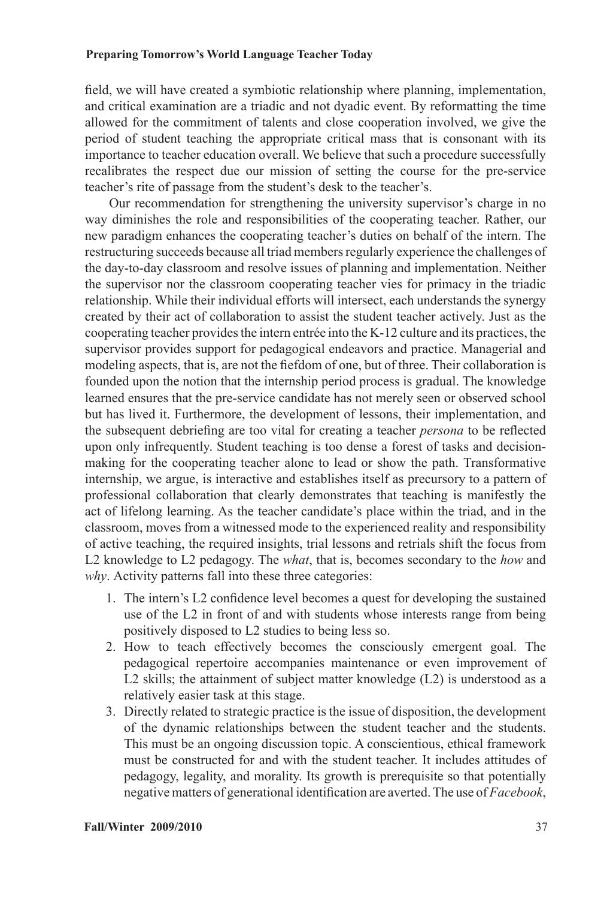field, we will have created a symbiotic relationship where planning, implementation, and critical examination are a triadic and not dyadic event. By reformatting the time allowed for the commitment of talents and close cooperation involved, we give the period of student teaching the appropriate critical mass that is consonant with its importance to teacher education overall. We believe that such a procedure successfully recalibrates the respect due our mission of setting the course for the pre-service teacher's rite of passage from the student's desk to the teacher's.

Our recommendation for strengthening the university supervisor's charge in no way diminishes the role and responsibilities of the cooperating teacher. Rather, our new paradigm enhances the cooperating teacher's duties on behalf of the intern. The restructuring succeeds because all triad members regularly experience the challenges of the day-to-day classroom and resolve issues of planning and implementation. Neither the supervisor nor the classroom cooperating teacher vies for primacy in the triadic relationship. While their individual efforts will intersect, each understands the synergy created by their act of collaboration to assist the student teacher actively. Just as the cooperating teacher provides the intern entrée into the K-12 culture and its practices, the supervisor provides support for pedagogical endeavors and practice. Managerial and modeling aspects, that is, are not the fiefdom of one, but of three. Their collaboration is founded upon the notion that the internship period process is gradual. The knowledge learned ensures that the pre-service candidate has not merely seen or observed school but has lived it. Furthermore, the development of lessons, their implementation, and the subsequent debriefing are too vital for creating a teacher *persona* to be reflected upon only infrequently. Student teaching is too dense a forest of tasks and decision-making for the cooperating teacher alone to lead or show the path. Transformative internship, we argue, is interactive and establishes itself as precursory to a pattern of professional collaboration that clearly demonstrates that teaching is manifestly the act of lifelong learning. As the teacher candidate's place within the triad, and in the classroom, moves from a witnessed mode to the experienced reality and responsibility of active teaching, the required insights, trial lessons and retrials shift the focus from L2 knowledge to L2 pedagogy. The *what*, that is, becomes secondary to the *how* and *why*. Activity patterns fall into these three categories:

1. The intern's L2 confidence level becomes a quest for developing the sustained use of the L2 in front of and with students whose interests range from being positively disposed to L2 studies to being less so.
2. How to teach effectively becomes the consciously emergent goal. The pedagogical repertoire accompanies maintenance or even improvement of L2 skills; the attainment of subject matter knowledge (L2) is understood as a relatively easier task at this stage.
3. Directly related to strategic practice is the issue of disposition, the development of the dynamic relationships between the student teacher and the students. This must be an ongoing discussion topic. A conscientious, ethical framework must be constructed for and with the student teacher. It includes attitudes of pedagogy, legality, and morality. Its growth is prerequisite so that potentially negative matters of generational identification are averted. The use of *Facebook*,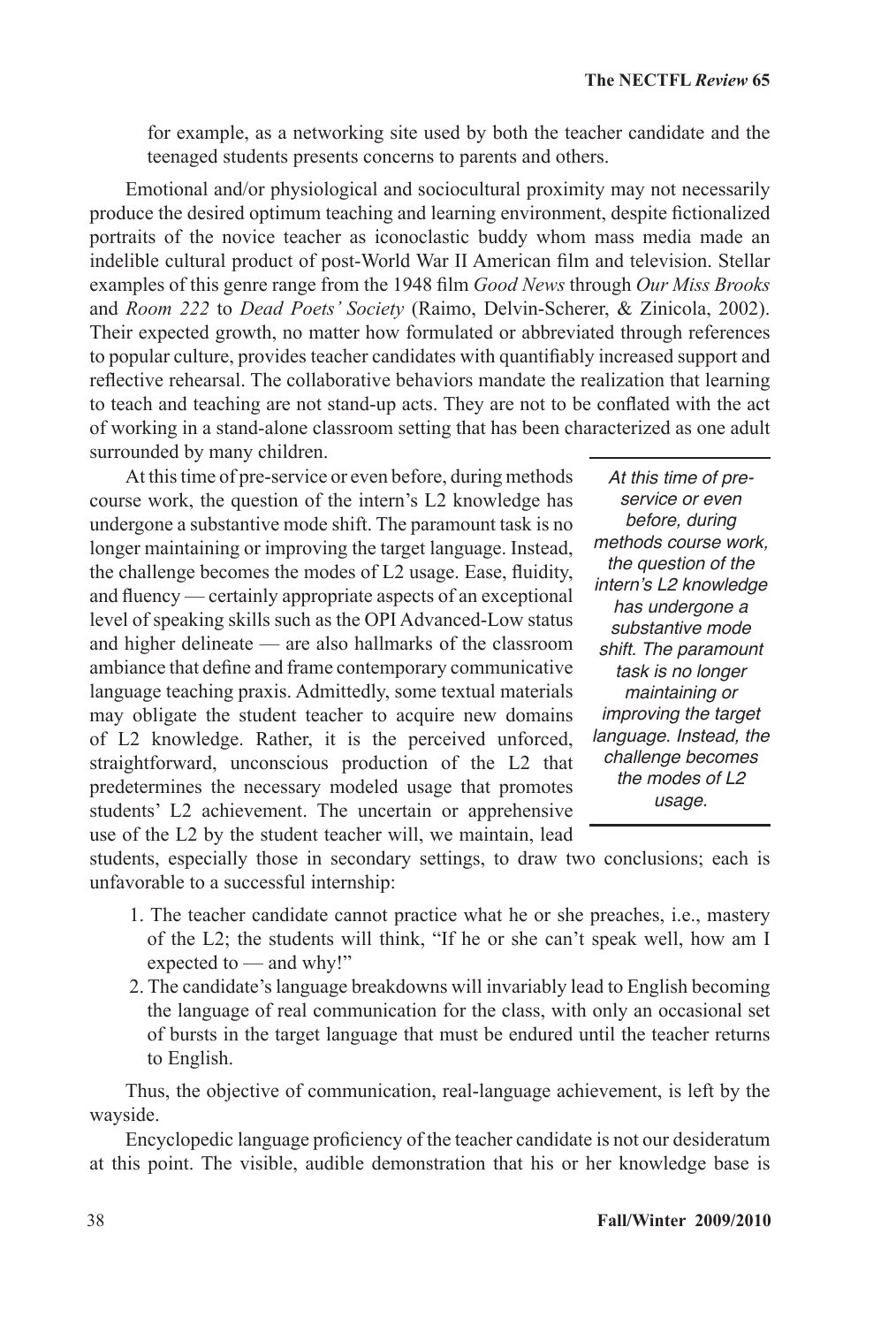for example, as a networking site used by both the teacher candidate and the teenaged students presents concerns to parents and others.

Emotional and/or physiological and sociocultural proximity may not necessarily produce the desired optimum teaching and learning environment, despite fictionalized portraits of the novice teacher as iconoclastic buddy whom mass media made an indelible cultural product of post-World War II American film and television. Stellar examples of this genre range from the 1948 film *Good News* through *Our Miss Brooks* and *Room 222* to *Dead Poets' Society* (Raimo, Delvin-Scherer, & Zinicola, 2002). Their expected growth, no matter how formulated or abbreviated through references to popular culture, provides teacher candidates with quantifiably increased support and reflective rehearsal. The collaborative behaviors mandate the realization that learning to teach and teaching are not stand-up acts. They are not to be conflated with the act of working in a stand-alone classroom setting that has been characterized as one adult surrounded by many children.

At this time of pre-service or even before, during methods course work, the question of the intern's L2 knowledge has undergone a substantive mode shift. The paramount task is no longer maintaining or improving the target language. Instead, the challenge becomes the modes of L2 usage. Ease, fluidity, and fluency — certainly appropriate aspects of an exceptional level of speaking skills such as the OPI Advanced-Low status and higher delineate — are also hallmarks of the classroom ambiance that define and frame contemporary communicative language teaching praxis. Admittedly, some textual materials may obligate the student teacher to acquire new domains of L2 knowledge. Rather, it is the perceived unforced, straightforward, unconscious production of the L2 that predetermines the necessary modeled usage that promotes students' L2 achievement. The uncertain or apprehensive use of the L2 by the student teacher will, we maintain, lead students, especially those in secondary settings, to draw two conclusions; each is unfavorable to a successful internship:

> *At this time of pre-service or even before, during methods course work, the question of the intern's L2 knowledge has undergone a substantive mode shift. The paramount task is no longer maintaining or improving the target language. Instead, the challenge becomes the modes of L2 usage.*

1. The teacher candidate cannot practice what he or she preaches, i.e., mastery of the L2; the students will think, "If he or she can't speak well, how am I expected to — and why!"
2. The candidate's language breakdowns will invariably lead to English becoming the language of real communication for the class, with only an occasional set of bursts in the target language that must be endured until the teacher returns to English.

Thus, the objective of communication, real-language achievement, is left by the wayside.

Encyclopedic language proficiency of the teacher candidate is not our desideratum at this point. The visible, audible demonstration that his or her knowledge base is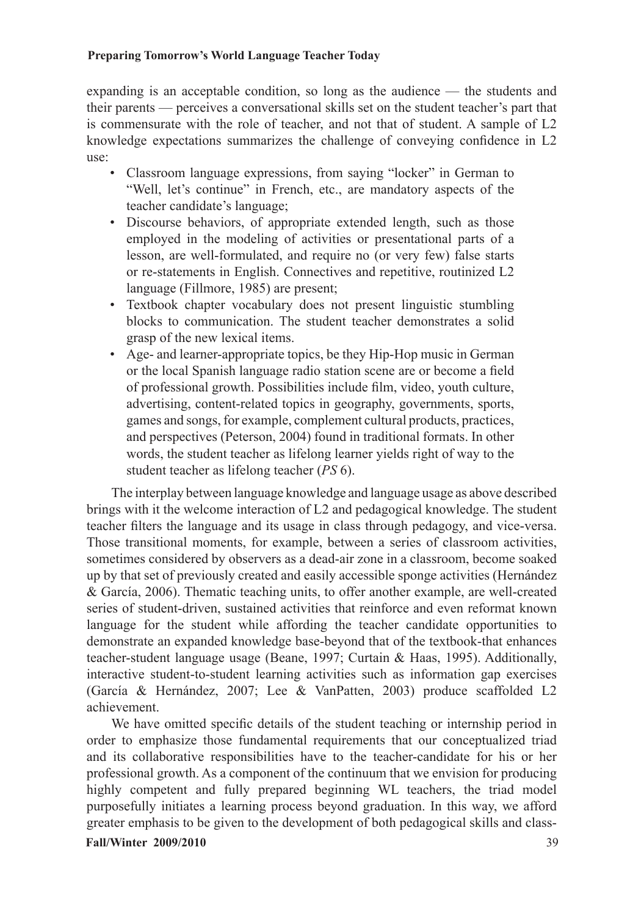expanding is an acceptable condition, so long as the audience — the students and their parents — perceives a conversational skills set on the student teacher's part that is commensurate with the role of teacher, and not that of student. A sample of L2 knowledge expectations summarizes the challenge of conveying confidence in L2 use:

- Classroom language expressions, from saying "locker" in German to "Well, let's continue" in French, etc., are mandatory aspects of the teacher candidate's language;
- Discourse behaviors, of appropriate extended length, such as those employed in the modeling of activities or presentational parts of a lesson, are well-formulated, and require no (or very few) false starts or re-statements in English. Connectives and repetitive, routinized L2 language (Fillmore, 1985) are present;
- Textbook chapter vocabulary does not present linguistic stumbling blocks to communication. The student teacher demonstrates a solid grasp of the new lexical items.
- Age- and learner-appropriate topics, be they Hip-Hop music in German or the local Spanish language radio station scene are or become a field of professional growth. Possibilities include film, video, youth culture, advertising, content-related topics in geography, governments, sports, games and songs, for example, complement cultural products, practices, and perspectives (Peterson, 2004) found in traditional formats. In other words, the student teacher as lifelong learner yields right of way to the student teacher as lifelong teacher (*PS* 6).

The interplay between language knowledge and language usage as above described brings with it the welcome interaction of L2 and pedagogical knowledge. The student teacher filters the language and its usage in class through pedagogy, and vice-versa. Those transitional moments, for example, between a series of classroom activities, sometimes considered by observers as a dead-air zone in a classroom, become soaked up by that set of previously created and easily accessible sponge activities (Hernández & García, 2006). Thematic teaching units, to offer another example, are well-created series of student-driven, sustained activities that reinforce and even reformat known language for the student while affording the teacher candidate opportunities to demonstrate an expanded knowledge base-beyond that of the textbook-that enhances teacher-student language usage (Beane, 1997; Curtain & Haas, 1995). Additionally, interactive student-to-student learning activities such as information gap exercises (García & Hernández, 2007; Lee & VanPatten, 2003) produce scaffolded L2 achievement.

We have omitted specific details of the student teaching or internship period in order to emphasize those fundamental requirements that our conceptualized triad and its collaborative responsibilities have to the teacher-candidate for his or her professional growth. As a component of the continuum that we envision for producing highly competent and fully prepared beginning WL teachers, the triad model purposefully initiates a learning process beyond graduation. In this way, we afford greater emphasis to be given to the development of both pedagogical skills and class-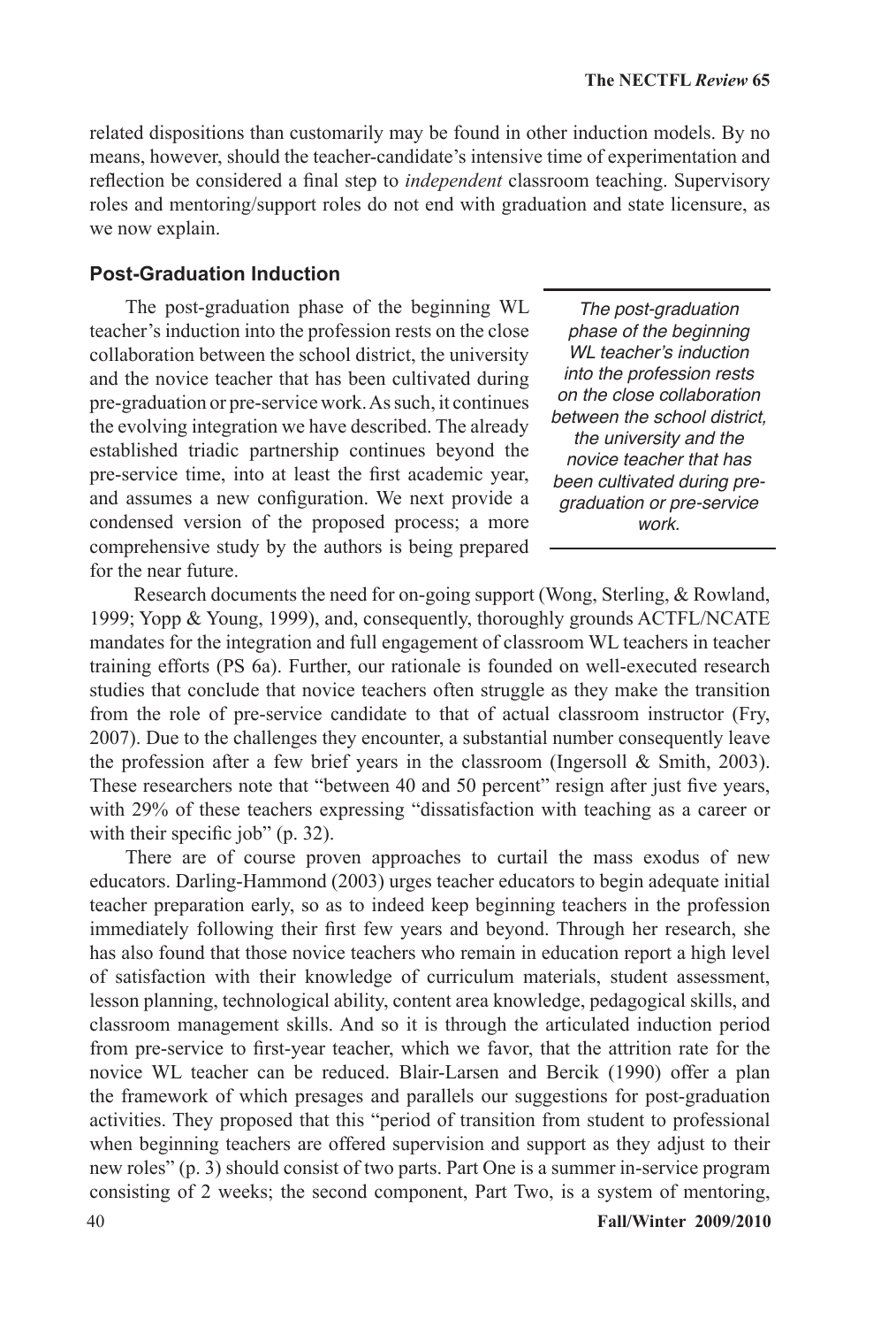related dispositions than customarily may be found in other induction models. By no means, however, should the teacher-candidate's intensive time of experimentation and reflection be considered a final step to *independent* classroom teaching. Supervisory roles and mentoring/support roles do not end with graduation and state licensure, as we now explain.

### Post-Graduation Induction

The post-graduation phase of the beginning WL teacher's induction into the profession rests on the close collaboration between the school district, the university and the novice teacher that has been cultivated during pre-graduation or pre-service work. As such, it continues the evolving integration we have described. The already established triadic partnership continues beyond the pre-service time, into at least the first academic year, and assumes a new configuration. We next provide a condensed version of the proposed process; a more comprehensive study by the authors is being prepared for the near future.

> *The post-graduation phase of the beginning WL teacher's induction into the profession rests on the close collaboration between the school district, the university and the novice teacher that has been cultivated during pre-graduation or pre-service work.*

Research documents the need for on-going support (Wong, Sterling, & Rowland, 1999; Yopp & Young, 1999), and, consequently, thoroughly grounds ACTFL/NCATE mandates for the integration and full engagement of classroom WL teachers in teacher training efforts (PS 6a). Further, our rationale is founded on well-executed research studies that conclude that novice teachers often struggle as they make the transition from the role of pre-service candidate to that of actual classroom instructor (Fry, 2007). Due to the challenges they encounter, a substantial number consequently leave the profession after a few brief years in the classroom (Ingersoll & Smith, 2003). These researchers note that "between 40 and 50 percent" resign after just five years, with 29% of these teachers expressing "dissatisfaction with teaching as a career or with their specific job" (p. 32).

There are of course proven approaches to curtail the mass exodus of new educators. Darling-Hammond (2003) urges teacher educators to begin adequate initial teacher preparation early, so as to indeed keep beginning teachers in the profession immediately following their first few years and beyond. Through her research, she has also found that those novice teachers who remain in education report a high level of satisfaction with their knowledge of curriculum materials, student assessment, lesson planning, technological ability, content area knowledge, pedagogical skills, and classroom management skills. And so it is through the articulated induction period from pre-service to first-year teacher, which we favor, that the attrition rate for the novice WL teacher can be reduced. Blair-Larsen and Bercik (1990) offer a plan the framework of which presages and parallels our suggestions for post-graduation activities. They proposed that this "period of transition from student to professional when beginning teachers are offered supervision and support as they adjust to their new roles" (p. 3) should consist of two parts. Part One is a summer in-service program consisting of 2 weeks; the second component, Part Two, is a system of mentoring,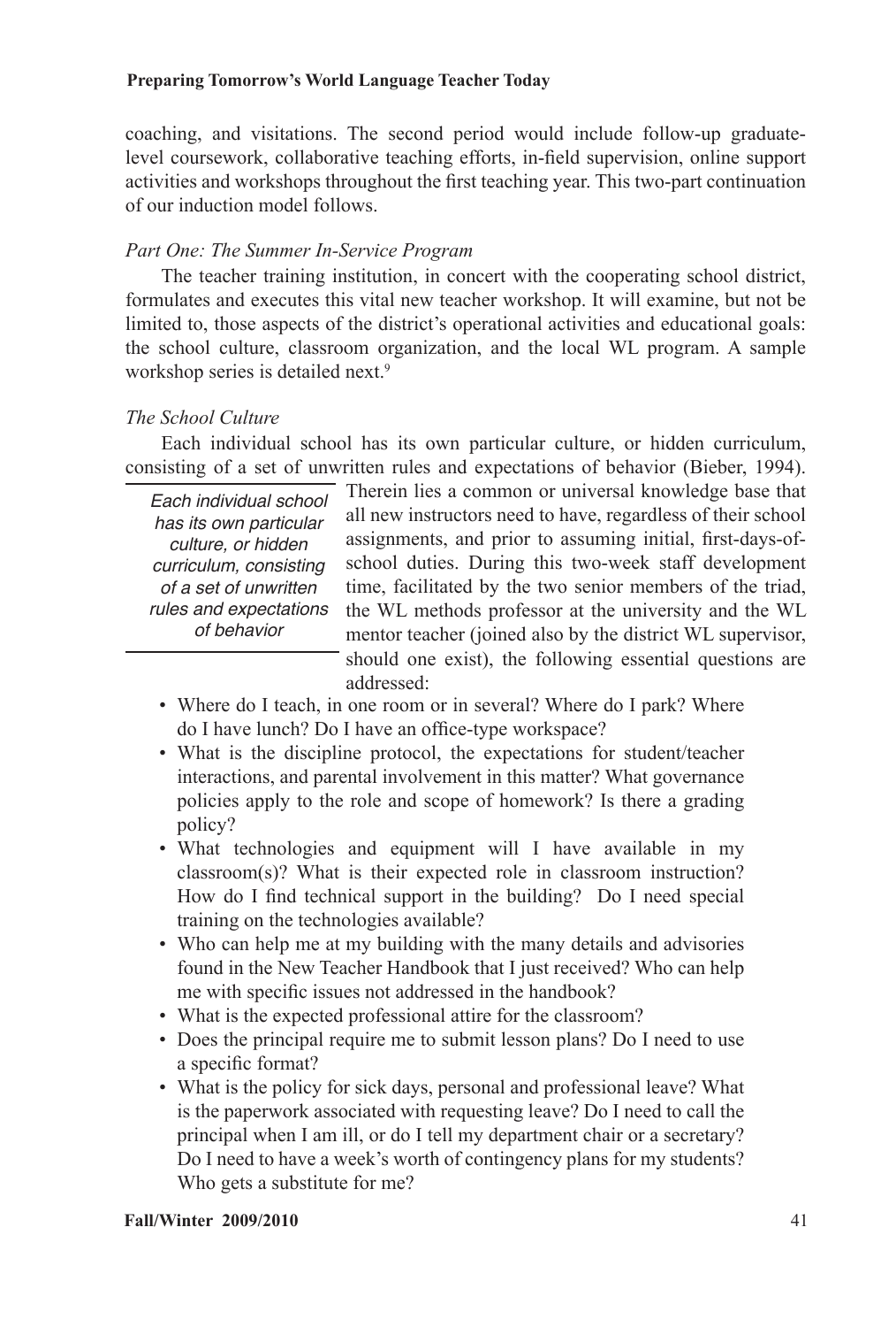coaching, and visitations. The second period would include follow-up graduate-level coursework, collaborative teaching efforts, in-field supervision, online support activities and workshops throughout the first teaching year. This two-part continuation of our induction model follows.

*Part One: The Summer In-Service Program*

The teacher training institution, in concert with the cooperating school district, formulates and executes this vital new teacher workshop. It will examine, but not be limited to, those aspects of the district's operational activities and educational goals: the school culture, classroom organization, and the local WL program. A sample workshop series is detailed next.[9]

*The School Culture*

Each individual school has its own particular culture, or hidden curriculum, consisting of a set of unwritten rules and expectations of behavior (Bieber, 1994). Therein lies a common or universal knowledge base that all new instructors need to have, regardless of their school assignments, and prior to assuming initial, first-days-of-school duties. During this two-week staff development time, facilitated by the two senior members of the triad, the WL methods professor at the university and the WL mentor teacher (joined also by the district WL supervisor, should one exist), the following essential questions are addressed:

> *Each individual school has its own particular culture, or hidden curriculum, consisting of a set of unwritten rules and expectations of behavior*

- Where do I teach, in one room or in several? Where do I park? Where do I have lunch? Do I have an office-type workspace?
- What is the discipline protocol, the expectations for student/teacher interactions, and parental involvement in this matter? What governance policies apply to the role and scope of homework? Is there a grading policy?
- What technologies and equipment will I have available in my classroom(s)? What is their expected role in classroom instruction? How do I find technical support in the building? Do I need special training on the technologies available?
- Who can help me at my building with the many details and advisories found in the New Teacher Handbook that I just received? Who can help me with specific issues not addressed in the handbook?
- What is the expected professional attire for the classroom?
- Does the principal require me to submit lesson plans? Do I need to use a specific format?
- What is the policy for sick days, personal and professional leave? What is the paperwork associated with requesting leave? Do I need to call the principal when I am ill, or do I tell my department chair or a secretary? Do I need to have a week's worth of contingency plans for my students? Who gets a substitute for me?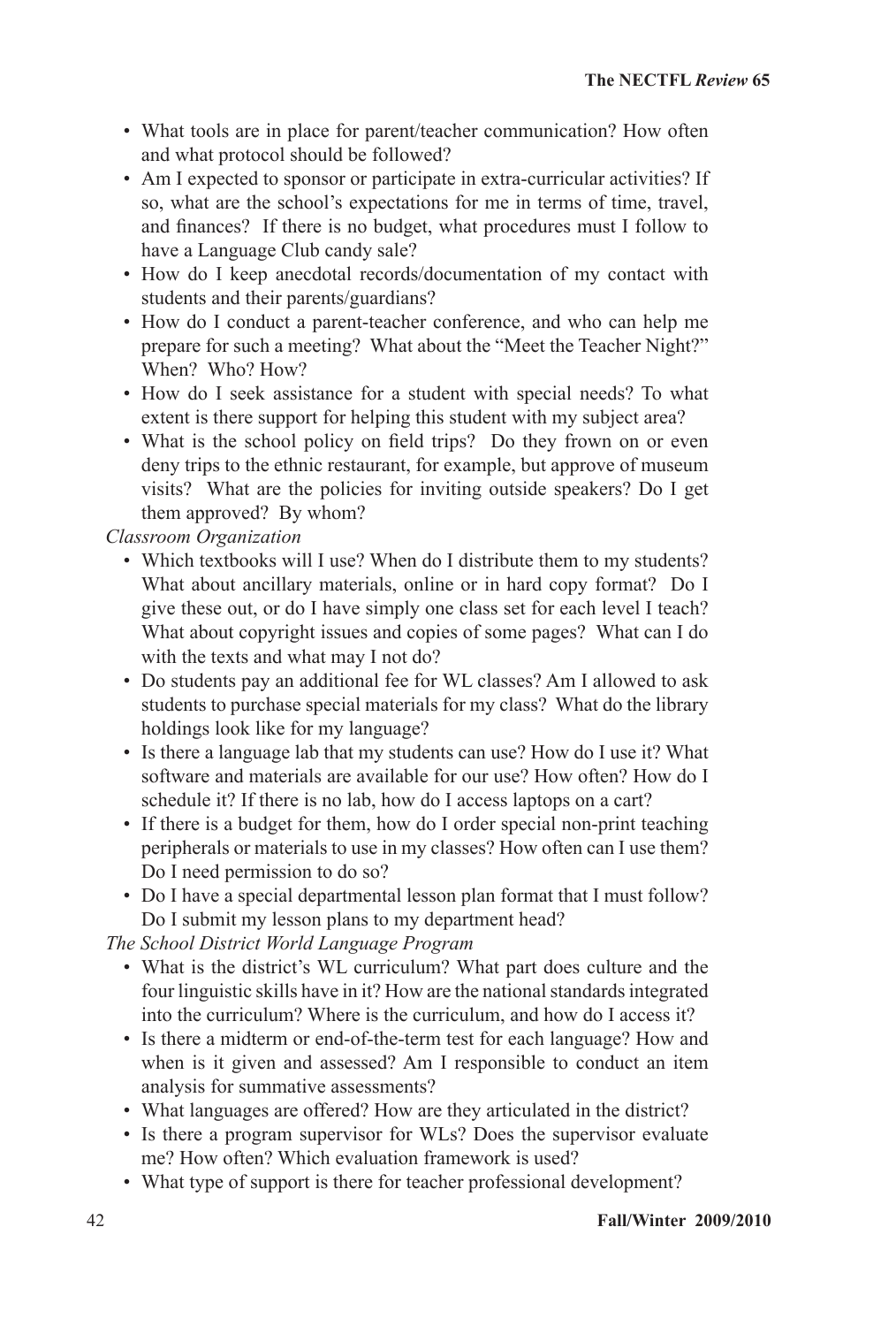- What tools are in place for parent/teacher communication? How often and what protocol should be followed?
- Am I expected to sponsor or participate in extra-curricular activities? If so, what are the school's expectations for me in terms of time, travel, and finances? If there is no budget, what procedures must I follow to have a Language Club candy sale?
- How do I keep anecdotal records/documentation of my contact with students and their parents/guardians?
- How do I conduct a parent-teacher conference, and who can help me prepare for such a meeting? What about the "Meet the Teacher Night?" When? Who? How?
- How do I seek assistance for a student with special needs? To what extent is there support for helping this student with my subject area?
- What is the school policy on field trips? Do they frown on or even deny trips to the ethnic restaurant, for example, but approve of museum visits? What are the policies for inviting outside speakers? Do I get them approved? By whom?

*Classroom Organization*

- Which textbooks will I use? When do I distribute them to my students? What about ancillary materials, online or in hard copy format? Do I give these out, or do I have simply one class set for each level I teach? What about copyright issues and copies of some pages? What can I do with the texts and what may I not do?
- Do students pay an additional fee for WL classes? Am I allowed to ask students to purchase special materials for my class? What do the library holdings look like for my language?
- Is there a language lab that my students can use? How do I use it? What software and materials are available for our use? How often? How do I schedule it? If there is no lab, how do I access laptops on a cart?
- If there is a budget for them, how do I order special non-print teaching peripherals or materials to use in my classes? How often can I use them? Do I need permission to do so?
- Do I have a special departmental lesson plan format that I must follow? Do I submit my lesson plans to my department head?

*The School District World Language Program*

- What is the district's WL curriculum? What part does culture and the four linguistic skills have in it? How are the national standards integrated into the curriculum? Where is the curriculum, and how do I access it?
- Is there a midterm or end-of-the-term test for each language? How and when is it given and assessed? Am I responsible to conduct an item analysis for summative assessments?
- What languages are offered? How are they articulated in the district?
- Is there a program supervisor for WLs? Does the supervisor evaluate me? How often? Which evaluation framework is used?
- What type of support is there for teacher professional development?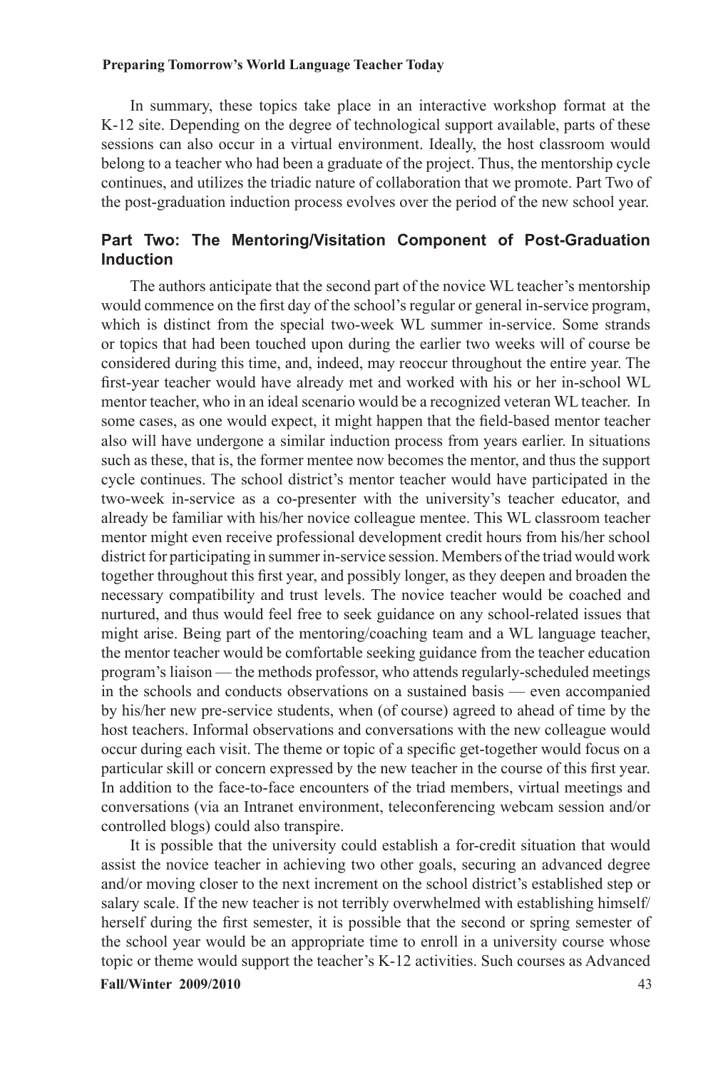In summary, these topics take place in an interactive workshop format at the K-12 site. Depending on the degree of technological support available, parts of these sessions can also occur in a virtual environment. Ideally, the host classroom would belong to a teacher who had been a graduate of the project. Thus, the mentorship cycle continues, and utilizes the triadic nature of collaboration that we promote. Part Two of the post-graduation induction process evolves over the period of the new school year.

## Part Two: The Mentoring/Visitation Component of Post-Graduation Induction

The authors anticipate that the second part of the novice WL teacher's mentorship would commence on the first day of the school's regular or general in-service program, which is distinct from the special two-week WL summer in-service. Some strands or topics that had been touched upon during the earlier two weeks will of course be considered during this time, and, indeed, may reoccur throughout the entire year. The first-year teacher would have already met and worked with his or her in-school WL mentor teacher, who in an ideal scenario would be a recognized veteran WL teacher. In some cases, as one would expect, it might happen that the field-based mentor teacher also will have undergone a similar induction process from years earlier. In situations such as these, that is, the former mentee now becomes the mentor, and thus the support cycle continues. The school district's mentor teacher would have participated in the two-week in-service as a co-presenter with the university's teacher educator, and already be familiar with his/her novice colleague mentee. This WL classroom teacher mentor might even receive professional development credit hours from his/her school district for participating in summer in-service session. Members of the triad would work together throughout this first year, and possibly longer, as they deepen and broaden the necessary compatibility and trust levels. The novice teacher would be coached and nurtured, and thus would feel free to seek guidance on any school-related issues that might arise. Being part of the mentoring/coaching team and a WL language teacher, the mentor teacher would be comfortable seeking guidance from the teacher education program's liaison — the methods professor, who attends regularly-scheduled meetings in the schools and conducts observations on a sustained basis — even accompanied by his/her new pre-service students, when (of course) agreed to ahead of time by the host teachers. Informal observations and conversations with the new colleague would occur during each visit. The theme or topic of a specific get-together would focus on a particular skill or concern expressed by the new teacher in the course of this first year. In addition to the face-to-face encounters of the triad members, virtual meetings and conversations (via an Intranet environment, teleconferencing webcam session and/or controlled blogs) could also transpire.

It is possible that the university could establish a for-credit situation that would assist the novice teacher in achieving two other goals, securing an advanced degree and/or moving closer to the next increment on the school district's established step or salary scale. If the new teacher is not terribly overwhelmed with establishing himself/herself during the first semester, it is possible that the second or spring semester of the school year would be an appropriate time to enroll in a university course whose topic or theme would support the teacher's K-12 activities. Such courses as Advanced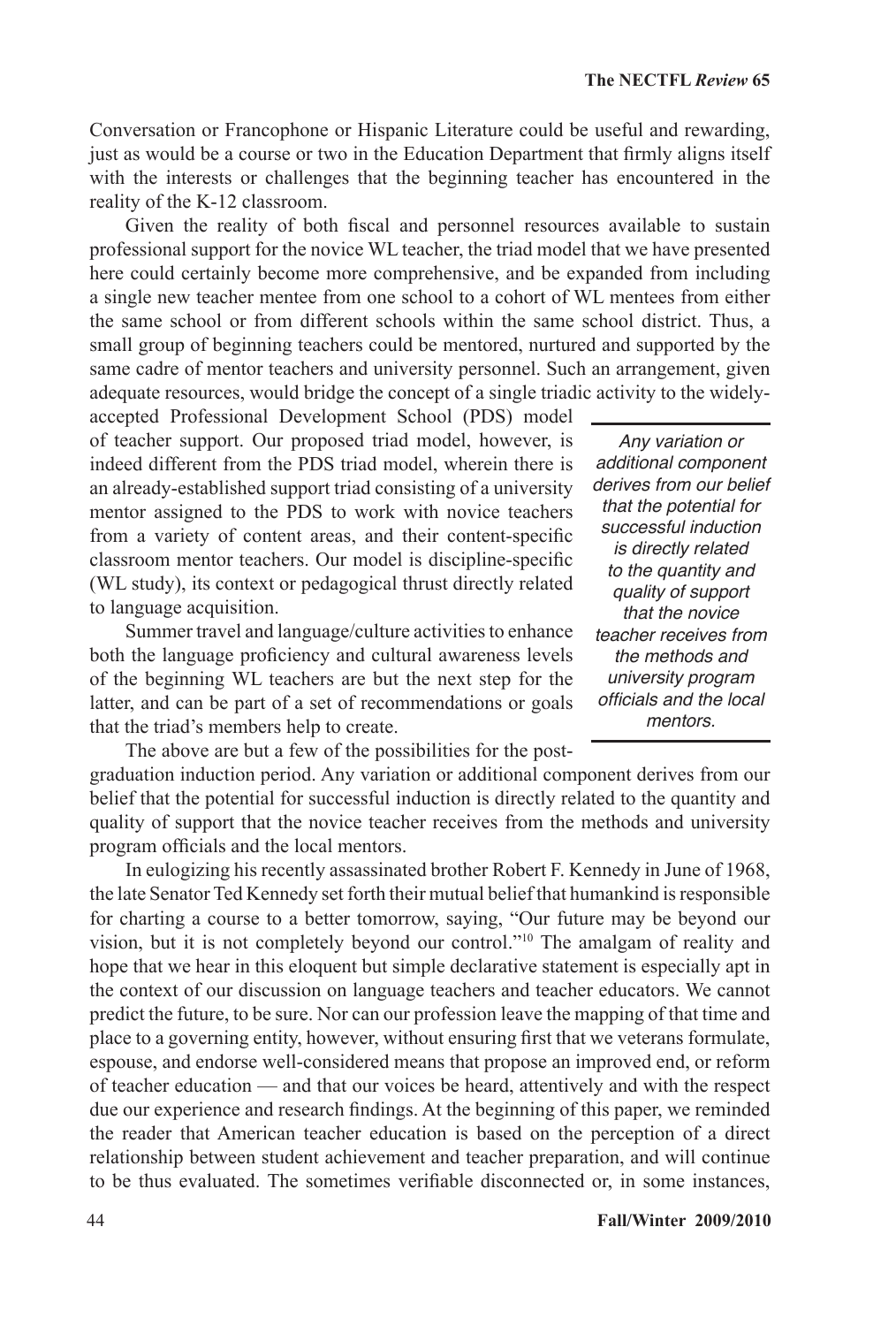Conversation or Francophone or Hispanic Literature could be useful and rewarding, just as would be a course or two in the Education Department that firmly aligns itself with the interests or challenges that the beginning teacher has encountered in the reality of the K-12 classroom.

Given the reality of both fiscal and personnel resources available to sustain professional support for the novice WL teacher, the triad model that we have presented here could certainly become more comprehensive, and be expanded from including a single new teacher mentee from one school to a cohort of WL mentees from either the same school or from different schools within the same school district. Thus, a small group of beginning teachers could be mentored, nurtured and supported by the same cadre of mentor teachers and university personnel. Such an arrangement, given adequate resources, would bridge the concept of a single triadic activity to the widely-accepted Professional Development School (PDS) model of teacher support. Our proposed triad model, however, is indeed different from the PDS triad model, wherein there is an already-established support triad consisting of a university mentor assigned to the PDS to work with novice teachers from a variety of content areas, and their content-specific classroom mentor teachers. Our model is discipline-specific (WL study), its context or pedagogical thrust directly related to language acquisition.

Summer travel and language/culture activities to enhance both the language proficiency and cultural awareness levels of the beginning WL teachers are but the next step for the latter, and can be part of a set of recommendations or goals that the triad's members help to create.

The above are but a few of the possibilities for the post-graduation induction period. Any variation or additional component derives from our belief that the potential for successful induction is directly related to the quantity and quality of support that the novice teacher receives from the methods and university program officials and the local mentors.

In eulogizing his recently assassinated brother Robert F. Kennedy in June of 1968, the late Senator Ted Kennedy set forth their mutual belief that humankind is responsible for charting a course to a better tomorrow, saying, "Our future may be beyond our vision, but it is not completely beyond our control."[10] The amalgam of reality and hope that we hear in this eloquent but simple declarative statement is especially apt in the context of our discussion on language teachers and teacher educators. We cannot predict the future, to be sure. Nor can our profession leave the mapping of that time and place to a governing entity, however, without ensuring first that we veterans formulate, espouse, and endorse well-considered means that propose an improved end, or reform of teacher education — and that our voices be heard, attentively and with the respect due our experience and research findings. At the beginning of this paper, we reminded the reader that American teacher education is based on the perception of a direct relationship between student achievement and teacher preparation, and will continue to be thus evaluated. The sometimes verifiable disconnected or, in some instances,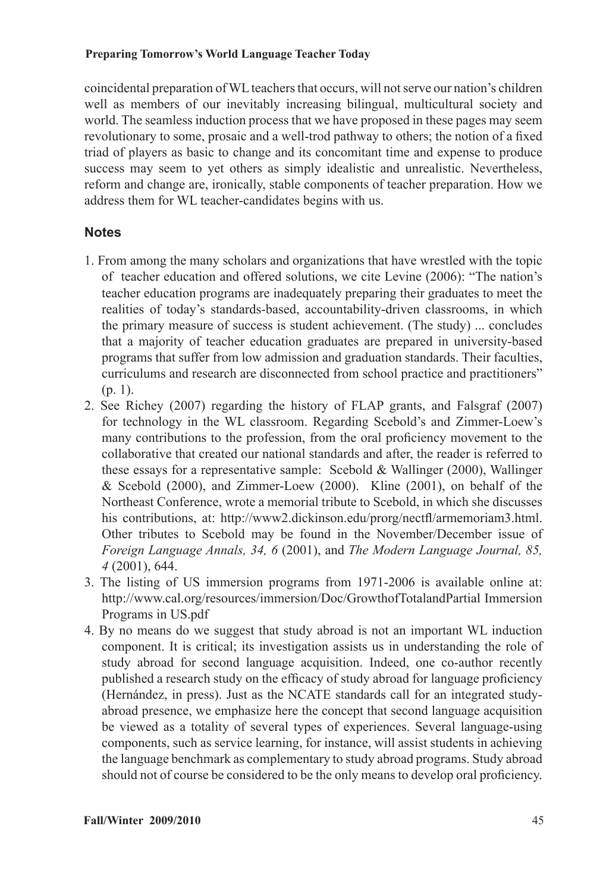coincidental preparation of WL teachers that occurs, will not serve our nation's children well as members of our inevitably increasing bilingual, multicultural society and world. The seamless induction process that we have proposed in these pages may seem revolutionary to some, prosaic and a well-trod pathway to others; the notion of a fixed triad of players as basic to change and its concomitant time and expense to produce success may seem to yet others as simply idealistic and unrealistic. Nevertheless, reform and change are, ironically, stable components of teacher preparation. How we address them for WL teacher-candidates begins with us.

## Notes

1. From among the many scholars and organizations that have wrestled with the topic of teacher education and offered solutions, we cite Levine (2006): "The nation's teacher education programs are inadequately preparing their graduates to meet the realities of today's standards-based, accountability-driven classrooms, in which the primary measure of success is student achievement. (The study) ... concludes that a majority of teacher education graduates are prepared in university-based programs that suffer from low admission and graduation standards. Their faculties, curriculums and research are disconnected from school practice and practitioners" (p. 1).
2. See Richey (2007) regarding the history of FLAP grants, and Falsgraf (2007) for technology in the WL classroom. Regarding Scebold's and Zimmer-Loew's many contributions to the profession, from the oral proficiency movement to the collaborative that created our national standards and after, the reader is referred to these essays for a representative sample: Scebold & Wallinger (2000), Wallinger & Scebold (2000), and Zimmer-Loew (2000). Kline (2001), on behalf of the Northeast Conference, wrote a memorial tribute to Scebold, in which she discusses his contributions, at: http://www2.dickinson.edu/prorg/nectfl/armemoriam3.html. Other tributes to Scebold may be found in the November/December issue of *Foreign Language Annals, 34, 6* (2001), and *The Modern Language Journal, 85, 4* (2001), 644.
3. The listing of US immersion programs from 1971-2006 is available online at: http://www.cal.org/resources/immersion/Doc/GrowthofTotalandPartial Immersion Programs in US.pdf
4. By no means do we suggest that study abroad is not an important WL induction component. It is critical; its investigation assists us in understanding the role of study abroad for second language acquisition. Indeed, one co-author recently published a research study on the efficacy of study abroad for language proficiency (Hernández, in press). Just as the NCATE standards call for an integrated study-abroad presence, we emphasize here the concept that second language acquisition be viewed as a totality of several types of experiences. Several language-using components, such as service learning, for instance, will assist students in achieving the language benchmark as complementary to study abroad programs. Study abroad should not of course be considered to be the only means to develop oral proficiency.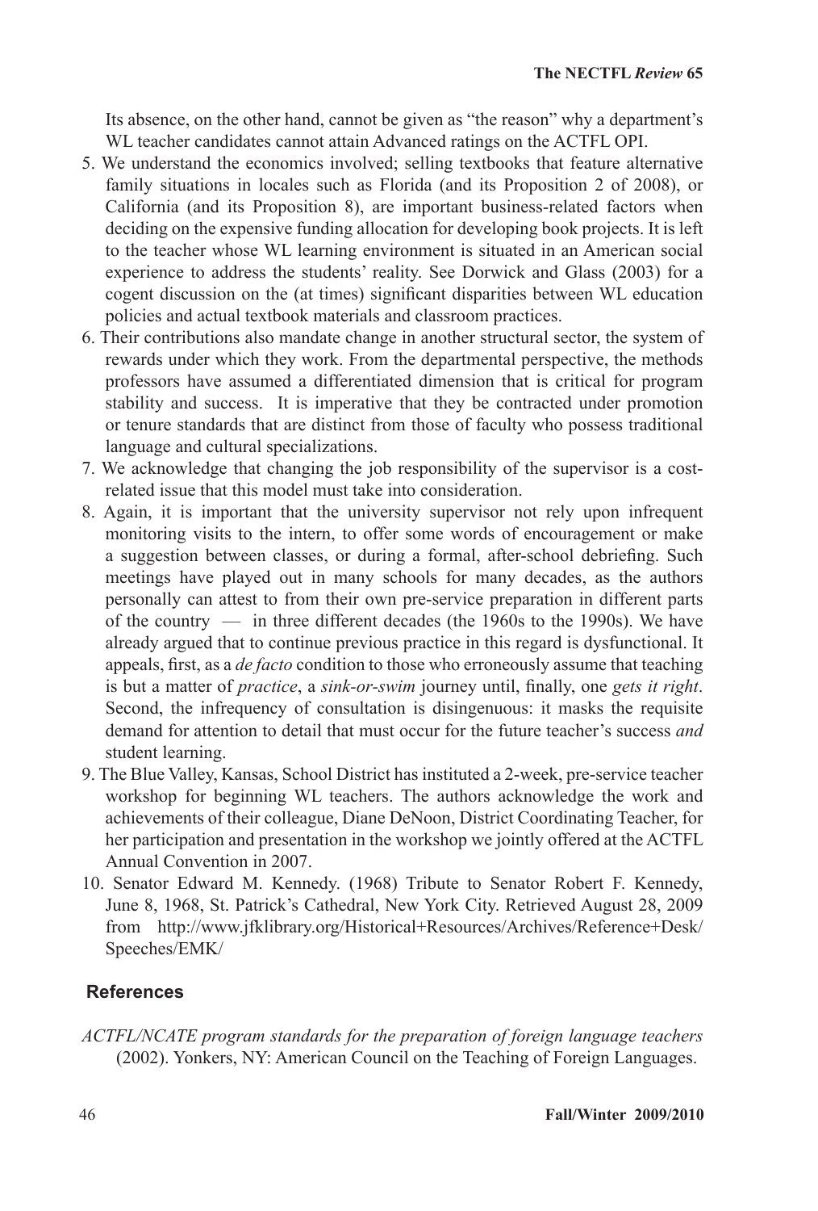Its absence, on the other hand, cannot be given as "the reason" why a department's WL teacher candidates cannot attain Advanced ratings on the ACTFL OPI.

5. We understand the economics involved; selling textbooks that feature alternative family situations in locales such as Florida (and its Proposition 2 of 2008), or California (and its Proposition 8), are important business-related factors when deciding on the expensive funding allocation for developing book projects. It is left to the teacher whose WL learning environment is situated in an American social experience to address the students' reality. See Dorwick and Glass (2003) for a cogent discussion on the (at times) significant disparities between WL education policies and actual textbook materials and classroom practices.
6. Their contributions also mandate change in another structural sector, the system of rewards under which they work. From the departmental perspective, the methods professors have assumed a differentiated dimension that is critical for program stability and success. It is imperative that they be contracted under promotion or tenure standards that are distinct from those of faculty who possess traditional language and cultural specializations.
7. We acknowledge that changing the job responsibility of the supervisor is a cost-related issue that this model must take into consideration.
8. Again, it is important that the university supervisor not rely upon infrequent monitoring visits to the intern, to offer some words of encouragement or make a suggestion between classes, or during a formal, after-school debriefing. Such meetings have played out in many schools for many decades, as the authors personally can attest to from their own pre-service preparation in different parts of the country — in three different decades (the 1960s to the 1990s). We have already argued that to continue previous practice in this regard is dysfunctional. It appeals, first, as a *de facto* condition to those who erroneously assume that teaching is but a matter of *practice*, a *sink-or-swim* journey until, finally, one *gets it right*. Second, the infrequency of consultation is disingenuous: it masks the requisite demand for attention to detail that must occur for the future teacher's success *and* student learning.
9. The Blue Valley, Kansas, School District has instituted a 2-week, pre-service teacher workshop for beginning WL teachers. The authors acknowledge the work and achievements of their colleague, Diane DeNoon, District Coordinating Teacher, for her participation and presentation in the workshop we jointly offered at the ACTFL Annual Convention in 2007.
10. Senator Edward M. Kennedy. (1968) Tribute to Senator Robert F. Kennedy, June 8, 1968, St. Patrick's Cathedral, New York City. Retrieved August 28, 2009 from http://www.jfklibrary.org/Historical+Resources/Archives/Reference+Desk/Speeches/EMK/

## References

*ACTFL/NCATE program standards for the preparation of foreign language teachers* (2002). Yonkers, NY: American Council on the Teaching of Foreign Languages.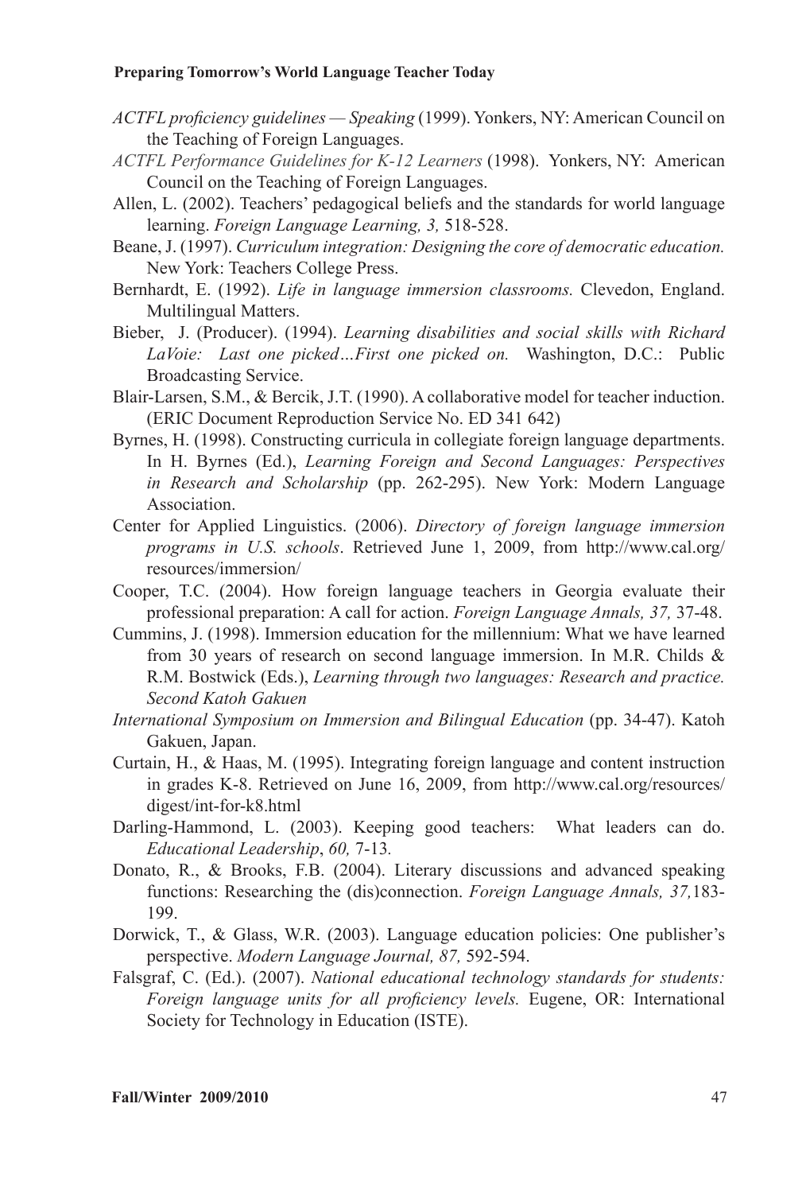*ACTFL proficiency guidelines — Speaking* (1999). Yonkers, NY: American Council on the Teaching of Foreign Languages.

*ACTFL Performance Guidelines for K-12 Learners* (1998). Yonkers, NY: American Council on the Teaching of Foreign Languages.

Allen, L. (2002). Teachers' pedagogical beliefs and the standards for world language learning. *Foreign Language Learning, 3,* 518-528.

Beane, J. (1997). *Curriculum integration: Designing the core of democratic education.* New York: Teachers College Press.

Bernhardt, E. (1992). *Life in language immersion classrooms.* Clevedon, England. Multilingual Matters.

Bieber, J. (Producer). (1994). *Learning disabilities and social skills with Richard LaVoie: Last one picked…First one picked on.* Washington, D.C.: Public Broadcasting Service.

Blair-Larsen, S.M., & Bercik, J.T. (1990). A collaborative model for teacher induction. (ERIC Document Reproduction Service No. ED 341 642)

Byrnes, H. (1998). Constructing curricula in collegiate foreign language departments. In H. Byrnes (Ed.), *Learning Foreign and Second Languages: Perspectives in Research and Scholarship* (pp. 262-295). New York: Modern Language Association.

Center for Applied Linguistics. (2006). *Directory of foreign language immersion programs in U.S. schools*. Retrieved June 1, 2009, from http://www.cal.org/resources/immersion/

Cooper, T.C. (2004). How foreign language teachers in Georgia evaluate their professional preparation: A call for action. *Foreign Language Annals, 37,* 37-48.

Cummins, J. (1998). Immersion education for the millennium: What we have learned from 30 years of research on second language immersion. In M.R. Childs & R.M. Bostwick (Eds.), *Learning through two languages: Research and practice. Second Katoh Gakuen*

*International Symposium on Immersion and Bilingual Education* (pp. 34-47). Katoh Gakuen, Japan.

Curtain, H., & Haas, M. (1995). Integrating foreign language and content instruction in grades K-8. Retrieved on June 16, 2009, from http://www.cal.org/resources/digest/int-for-k8.html

Darling-Hammond, L. (2003). Keeping good teachers: What leaders can do. *Educational Leadership*, *60,* 7-13*.*

Donato, R., & Brooks, F.B. (2004). Literary discussions and advanced speaking functions: Researching the (dis)connection. *Foreign Language Annals, 37,*183-199.

Dorwick, T., & Glass, W.R. (2003). Language education policies: One publisher's perspective. *Modern Language Journal, 87,* 592-594.

Falsgraf, C. (Ed.). (2007). *National educational technology standards for students: Foreign language units for all proficiency levels.* Eugene, OR: International Society for Technology in Education (ISTE).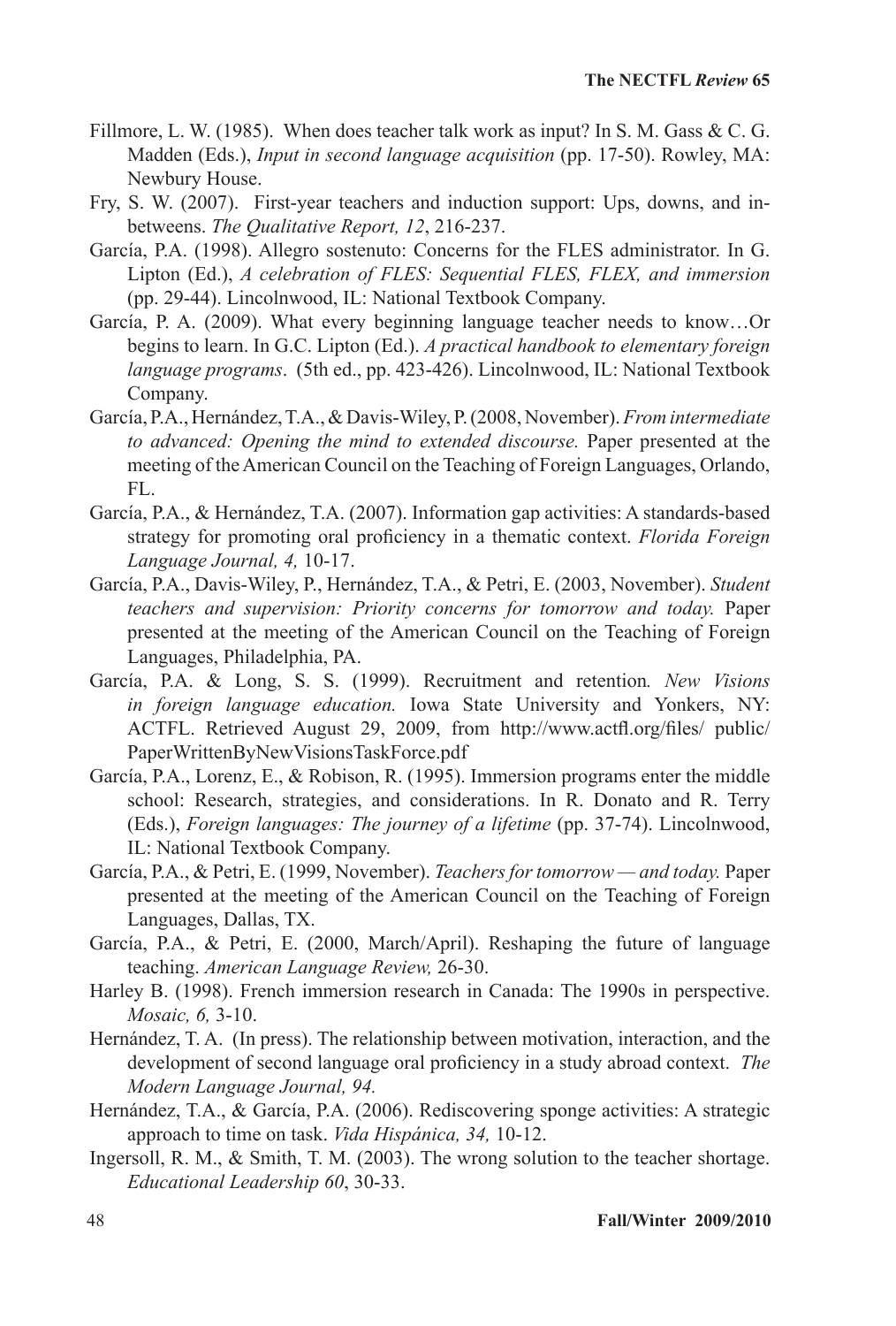Fillmore, L. W. (1985). When does teacher talk work as input? In S. M. Gass & C. G. Madden (Eds.), *Input in second language acquisition* (pp. 17-50). Rowley, MA: Newbury House.

Fry, S. W. (2007). First-year teachers and induction support: Ups, downs, and in-betweens. *The Qualitative Report, 12*, 216-237.

García, P.A. (1998). Allegro sostenuto: Concerns for the FLES administrator. In G. Lipton (Ed.), *A celebration of FLES: Sequential FLES, FLEX, and immersion* (pp. 29-44). Lincolnwood, IL: National Textbook Company.

García, P. A. (2009). What every beginning language teacher needs to know…Or begins to learn. In G.C. Lipton (Ed.). *A practical handbook to elementary foreign language programs*. (5th ed., pp. 423-426). Lincolnwood, IL: National Textbook Company.

García, P.A., Hernández, T.A., & Davis-Wiley, P. (2008, November). *From intermediate to advanced: Opening the mind to extended discourse.* Paper presented at the meeting of the American Council on the Teaching of Foreign Languages, Orlando, FL.

García, P.A., & Hernández, T.A. (2007). Information gap activities: A standards-based strategy for promoting oral proficiency in a thematic context. *Florida Foreign Language Journal, 4,* 10-17.

García, P.A., Davis-Wiley, P., Hernández, T.A., & Petri, E. (2003, November). *Student teachers and supervision: Priority concerns for tomorrow and today.* Paper presented at the meeting of the American Council on the Teaching of Foreign Languages, Philadelphia, PA.

García, P.A. & Long, S. S. (1999). Recruitment and retention*. New Visions in foreign language education.* Iowa State University and Yonkers, NY: ACTFL. Retrieved August 29, 2009, from http://www.actfl.org/files/ public/PaperWrittenByNewVisionsTaskForce.pdf

García, P.A., Lorenz, E., & Robison, R. (1995). Immersion programs enter the middle school: Research, strategies, and considerations. In R. Donato and R. Terry (Eds.), *Foreign languages: The journey of a lifetime* (pp. 37-74). Lincolnwood, IL: National Textbook Company.

García, P.A., & Petri, E. (1999, November). *Teachers for tomorrow — and today.* Paper presented at the meeting of the American Council on the Teaching of Foreign Languages, Dallas, TX.

García, P.A., & Petri, E. (2000, March/April). Reshaping the future of language teaching. *American Language Review,* 26-30.

Harley B. (1998). French immersion research in Canada: The 1990s in perspective. *Mosaic, 6,* 3-10.

Hernández, T. A. (In press). The relationship between motivation, interaction, and the development of second language oral proficiency in a study abroad context. *The Modern Language Journal, 94.*

Hernández, T.A., & García, P.A. (2006). Rediscovering sponge activities: A strategic approach to time on task. *Vida Hispánica, 34,* 10-12.

Ingersoll, R. M., & Smith, T. M. (2003). The wrong solution to the teacher shortage. *Educational Leadership 60*, 30-33.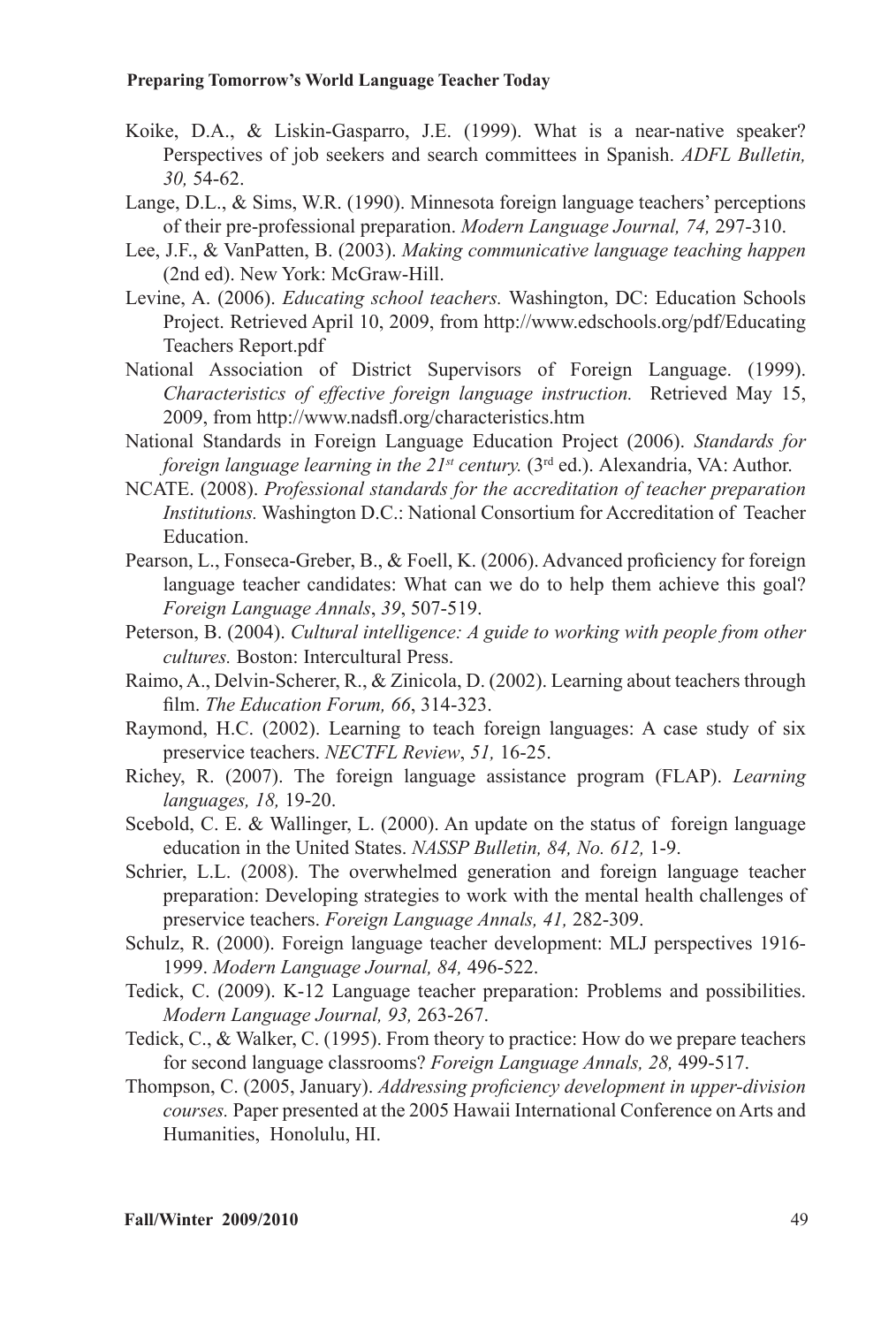Koike, D.A., & Liskin-Gasparro, J.E. (1999). What is a near-native speaker? Perspectives of job seekers and search committees in Spanish. *ADFL Bulletin, 30,* 54-62.

Lange, D.L., & Sims, W.R. (1990). Minnesota foreign language teachers' perceptions of their pre-professional preparation. *Modern Language Journal, 74,* 297-310.

Lee, J.F., & VanPatten, B. (2003). *Making communicative language teaching happen* (2nd ed). New York: McGraw-Hill.

Levine, A. (2006). *Educating school teachers.* Washington, DC: Education Schools Project. Retrieved April 10, 2009, from http://www.edschools.org/pdf/Educating Teachers Report.pdf

National Association of District Supervisors of Foreign Language. (1999). *Characteristics of effective foreign language instruction.* Retrieved May 15, 2009, from http://www.nadsfl.org/characteristics.htm

National Standards in Foreign Language Education Project (2006). *Standards for foreign language learning in the 21st century.* (3rd ed.). Alexandria, VA: Author.

NCATE. (2008). *Professional standards for the accreditation of teacher preparation Institutions.* Washington D.C.: National Consortium for Accreditation of Teacher Education.

Pearson, L., Fonseca-Greber, B., & Foell, K. (2006). Advanced proficiency for foreign language teacher candidates: What can we do to help them achieve this goal? *Foreign Language Annals*, *39*, 507-519.

Peterson, B. (2004). *Cultural intelligence: A guide to working with people from other cultures.* Boston: Intercultural Press.

Raimo, A., Delvin-Scherer, R., & Zinicola, D. (2002). Learning about teachers through film. *The Education Forum, 66*, 314-323.

Raymond, H.C. (2002). Learning to teach foreign languages: A case study of six preservice teachers. *NECTFL Review*, *51,* 16-25.

Richey, R. (2007). The foreign language assistance program (FLAP). *Learning languages, 18,* 19-20.

Scebold, C. E. & Wallinger, L. (2000). An update on the status of foreign language education in the United States. *NASSP Bulletin, 84, No. 612,* 1-9.

Schrier, L.L. (2008). The overwhelmed generation and foreign language teacher preparation: Developing strategies to work with the mental health challenges of preservice teachers. *Foreign Language Annals, 41,* 282-309.

Schulz, R. (2000). Foreign language teacher development: MLJ perspectives 1916-1999. *Modern Language Journal, 84,* 496-522.

Tedick, C. (2009). K-12 Language teacher preparation: Problems and possibilities. *Modern Language Journal, 93,* 263-267.

Tedick, C., & Walker, C. (1995). From theory to practice: How do we prepare teachers for second language classrooms? *Foreign Language Annals, 28,* 499-517.

Thompson, C. (2005, January). *Addressing proficiency development in upper-division courses.* Paper presented at the 2005 Hawaii International Conference on Arts and Humanities, Honolulu, HI.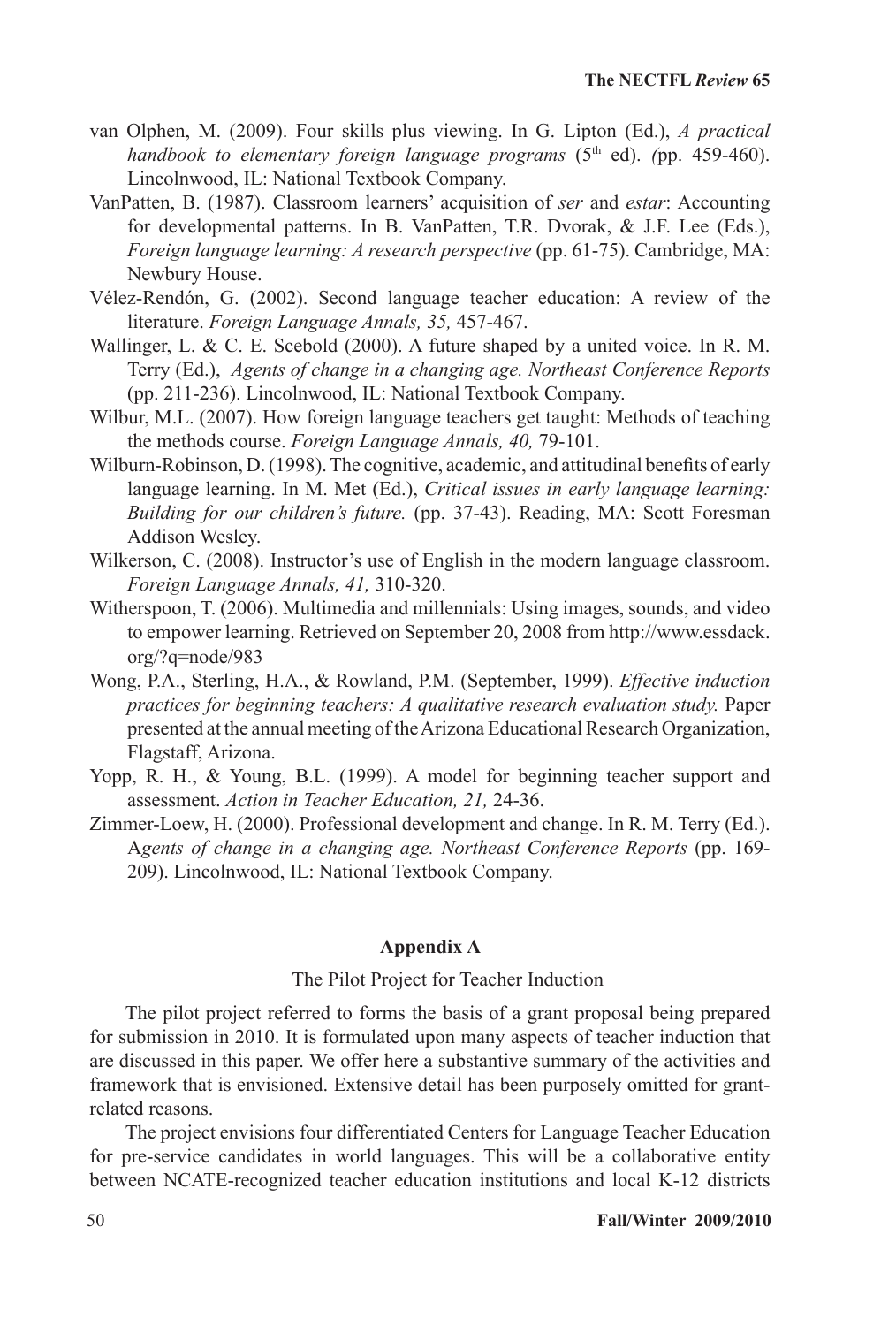van Olphen, M. (2009). Four skills plus viewing. In G. Lipton (Ed.), *A practical handbook to elementary foreign language programs* (5th ed). *(*pp. 459-460). Lincolnwood, IL: National Textbook Company.

VanPatten, B. (1987). Classroom learners' acquisition of *ser* and *estar*: Accounting for developmental patterns. In B. VanPatten, T.R. Dvorak, & J.F. Lee (Eds.), *Foreign language learning: A research perspective* (pp. 61-75). Cambridge, MA: Newbury House.

Vélez-Rendón, G. (2002). Second language teacher education: A review of the literature. *Foreign Language Annals, 35,* 457-467.

Wallinger, L. & C. E. Scebold (2000). A future shaped by a united voice. In R. M. Terry (Ed.), *Agents of change in a changing age. Northeast Conference Reports* (pp. 211-236). Lincolnwood, IL: National Textbook Company.

Wilbur, M.L. (2007). How foreign language teachers get taught: Methods of teaching the methods course. *Foreign Language Annals, 40,* 79-101.

Wilburn-Robinson, D. (1998). The cognitive, academic, and attitudinal benefits of early language learning. In M. Met (Ed.), *Critical issues in early language learning: Building for our children's future.* (pp. 37-43). Reading, MA: Scott Foresman Addison Wesley.

Wilkerson, C. (2008). Instructor's use of English in the modern language classroom. *Foreign Language Annals, 41,* 310-320.

Witherspoon, T. (2006). Multimedia and millennials: Using images, sounds, and video to empower learning. Retrieved on September 20, 2008 from http://www.essdack.org/?q=node/983

Wong, P.A., Sterling, H.A., & Rowland, P.M. (September, 1999). *Effective induction practices for beginning teachers: A qualitative research evaluation study.* Paper presented at the annual meeting of the Arizona Educational Research Organization, Flagstaff, Arizona.

Yopp, R. H., & Young, B.L. (1999). A model for beginning teacher support and assessment. *Action in Teacher Education, 21,* 24-36.

Zimmer-Loew, H. (2000). Professional development and change. In R. M. Terry (Ed.). A*gents of change in a changing age. Northeast Conference Reports* (pp. 169-209). Lincolnwood, IL: National Textbook Company.

## Appendix A

The Pilot Project for Teacher Induction

The pilot project referred to forms the basis of a grant proposal being prepared for submission in 2010. It is formulated upon many aspects of teacher induction that are discussed in this paper. We offer here a substantive summary of the activities and framework that is envisioned. Extensive detail has been purposely omitted for grant-related reasons.

The project envisions four differentiated Centers for Language Teacher Education for pre-service candidates in world languages. This will be a collaborative entity between NCATE-recognized teacher education institutions and local K-12 districts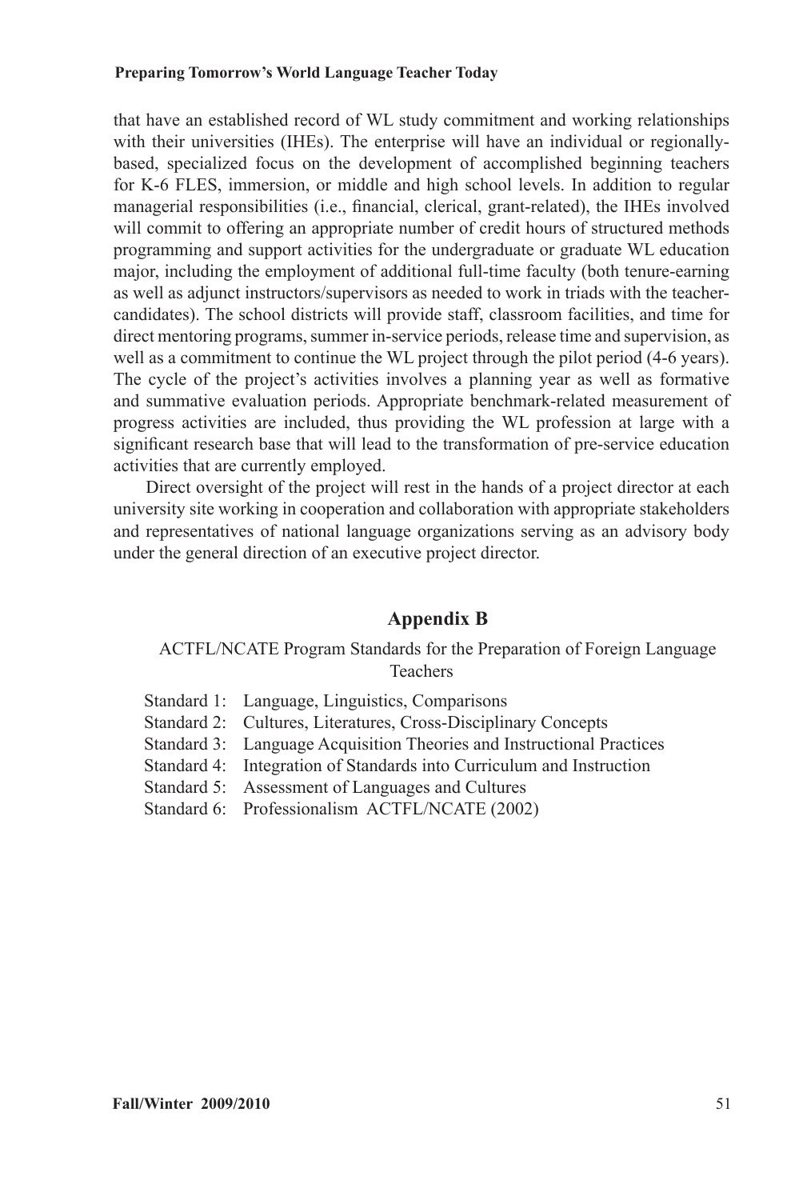that have an established record of WL study commitment and working relationships with their universities (IHEs). The enterprise will have an individual or regionally-based, specialized focus on the development of accomplished beginning teachers for K-6 FLES, immersion, or middle and high school levels. In addition to regular managerial responsibilities (i.e., financial, clerical, grant-related), the IHEs involved will commit to offering an appropriate number of credit hours of structured methods programming and support activities for the undergraduate or graduate WL education major, including the employment of additional full-time faculty (both tenure-earning as well as adjunct instructors/supervisors as needed to work in triads with the teacher-candidates). The school districts will provide staff, classroom facilities, and time for direct mentoring programs, summer in-service periods, release time and supervision, as well as a commitment to continue the WL project through the pilot period (4-6 years). The cycle of the project's activities involves a planning year as well as formative and summative evaluation periods. Appropriate benchmark-related measurement of progress activities are included, thus providing the WL profession at large with a significant research base that will lead to the transformation of pre-service education activities that are currently employed.

Direct oversight of the project will rest in the hands of a project director at each university site working in cooperation and collaboration with appropriate stakeholders and representatives of national language organizations serving as an advisory body under the general direction of an executive project director.

## Appendix B

ACTFL/NCATE Program Standards for the Preparation of Foreign Language Teachers

Standard 1: Language, Linguistics, Comparisons
Standard 2: Cultures, Literatures, Cross-Disciplinary Concepts
Standard 3: Language Acquisition Theories and Instructional Practices
Standard 4: Integration of Standards into Curriculum and Instruction
Standard 5: Assessment of Languages and Cultures
Standard 6: Professionalism ACTFL/NCATE (2002)